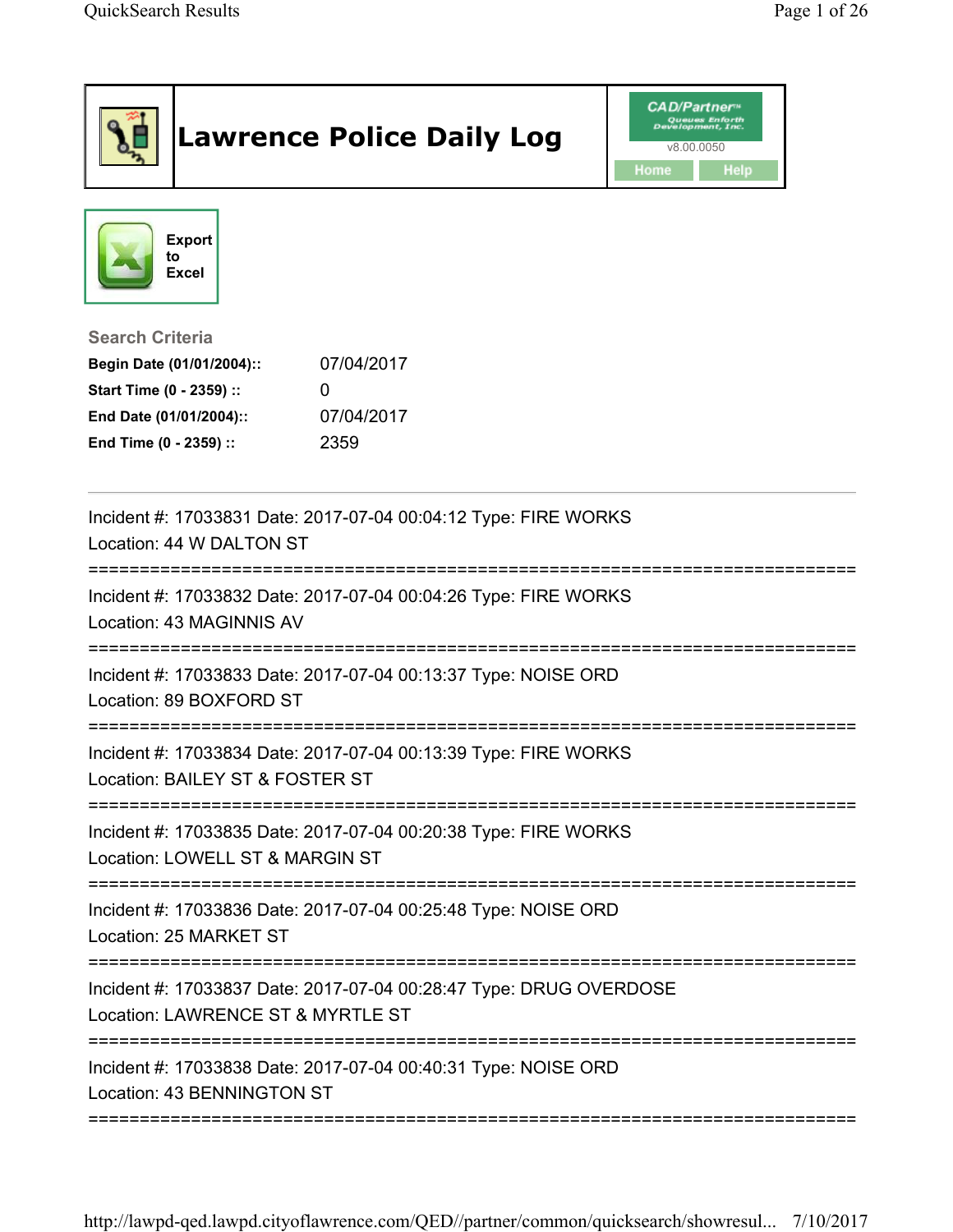# Lawrence Police Daily Log

CAD/Partner™ Queues Enforth Development, Inc.
v8.00.0050

Home | Help

Export to Excel

## Search Criteria

| | |
|---|---|
| **Begin Date (01/01/2004)::** | 07/04/2017 |
| **Start Time (0 - 2359) ::** | 0 |
| **End Date (01/01/2004)::** | 07/04/2017 |
| **End Time (0 - 2359) ::** | 2359 |

---

Incident #: 17033831 Date: 2017-07-04 00:04:12 Type: FIRE WORKS
Location: 44 W DALTON ST

===========================================================================

Incident #: 17033832 Date: 2017-07-04 00:04:26 Type: FIRE WORKS
Location: 43 MAGINNIS AV

===========================================================================

Incident #: 17033833 Date: 2017-07-04 00:13:37 Type: NOISE ORD
Location: 89 BOXFORD ST

===========================================================================

Incident #: 17033834 Date: 2017-07-04 00:13:39 Type: FIRE WORKS
Location: BAILEY ST & FOSTER ST

===========================================================================

Incident #: 17033835 Date: 2017-07-04 00:20:38 Type: FIRE WORKS
Location: LOWELL ST & MARGIN ST

===========================================================================

Incident #: 17033836 Date: 2017-07-04 00:25:48 Type: NOISE ORD
Location: 25 MARKET ST

===========================================================================

Incident #: 17033837 Date: 2017-07-04 00:28:47 Type: DRUG OVERDOSE
Location: LAWRENCE ST & MYRTLE ST

===========================================================================

Incident #: 17033838 Date: 2017-07-04 00:40:31 Type: NOISE ORD
Location: 43 BENNINGTON ST

===========================================================================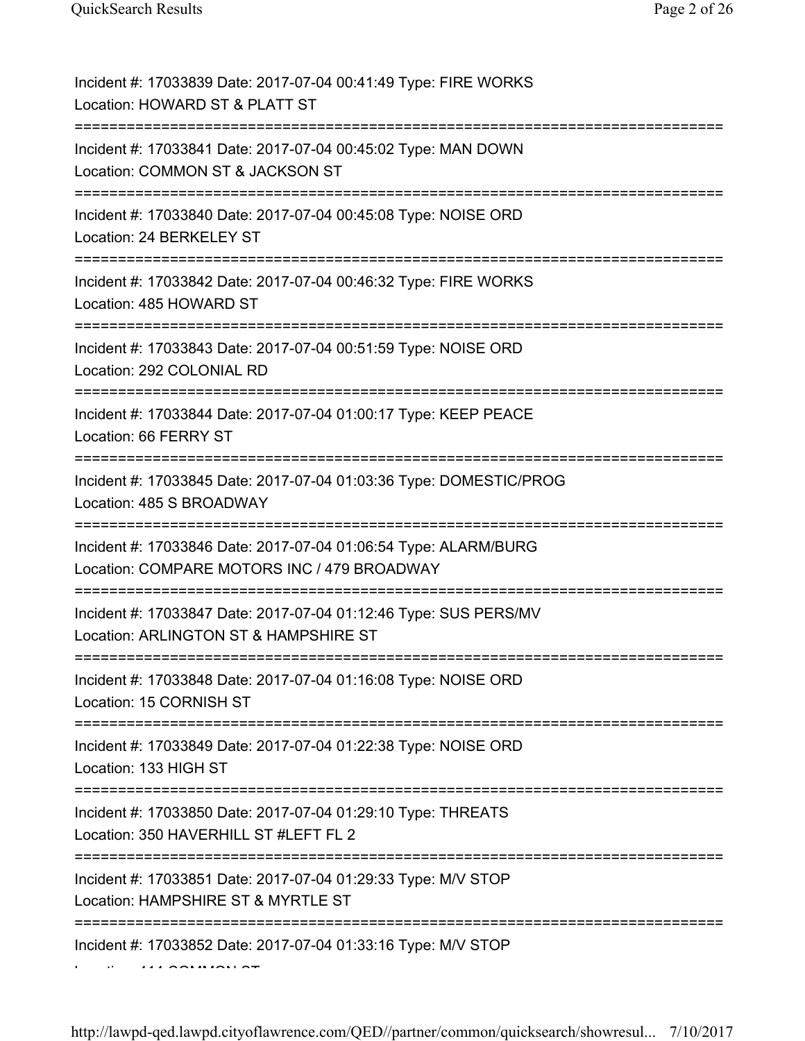Incident #: 17033839 Date: 2017-07-04 00:41:49 Type: FIRE WORKS
Location: HOWARD ST & PLATT ST

===========================================================================

Incident #: 17033841 Date: 2017-07-04 00:45:02 Type: MAN DOWN
Location: COMMON ST & JACKSON ST

===========================================================================

Incident #: 17033840 Date: 2017-07-04 00:45:08 Type: NOISE ORD
Location: 24 BERKELEY ST

===========================================================================

Incident #: 17033842 Date: 2017-07-04 00:46:32 Type: FIRE WORKS
Location: 485 HOWARD ST

===========================================================================

Incident #: 17033843 Date: 2017-07-04 00:51:59 Type: NOISE ORD
Location: 292 COLONIAL RD

===========================================================================

Incident #: 17033844 Date: 2017-07-04 01:00:17 Type: KEEP PEACE
Location: 66 FERRY ST

===========================================================================

Incident #: 17033845 Date: 2017-07-04 01:03:36 Type: DOMESTIC/PROG
Location: 485 S BROADWAY

===========================================================================

Incident #: 17033846 Date: 2017-07-04 01:06:54 Type: ALARM/BURG
Location: COMPARE MOTORS INC / 479 BROADWAY

===========================================================================

Incident #: 17033847 Date: 2017-07-04 01:12:46 Type: SUS PERS/MV
Location: ARLINGTON ST & HAMPSHIRE ST

===========================================================================

Incident #: 17033848 Date: 2017-07-04 01:16:08 Type: NOISE ORD
Location: 15 CORNISH ST

===========================================================================

Incident #: 17033849 Date: 2017-07-04 01:22:38 Type: NOISE ORD
Location: 133 HIGH ST

===========================================================================

Incident #: 17033850 Date: 2017-07-04 01:29:10 Type: THREATS
Location: 350 HAVERHILL ST #LEFT FL 2

===========================================================================

Incident #: 17033851 Date: 2017-07-04 01:29:33 Type: M/V STOP
Location: HAMPSHIRE ST & MYRTLE ST

===========================================================================

Incident #: 17033852 Date: 2017-07-04 01:33:16 Type: M/V STOP
Location: 414 COMMON ST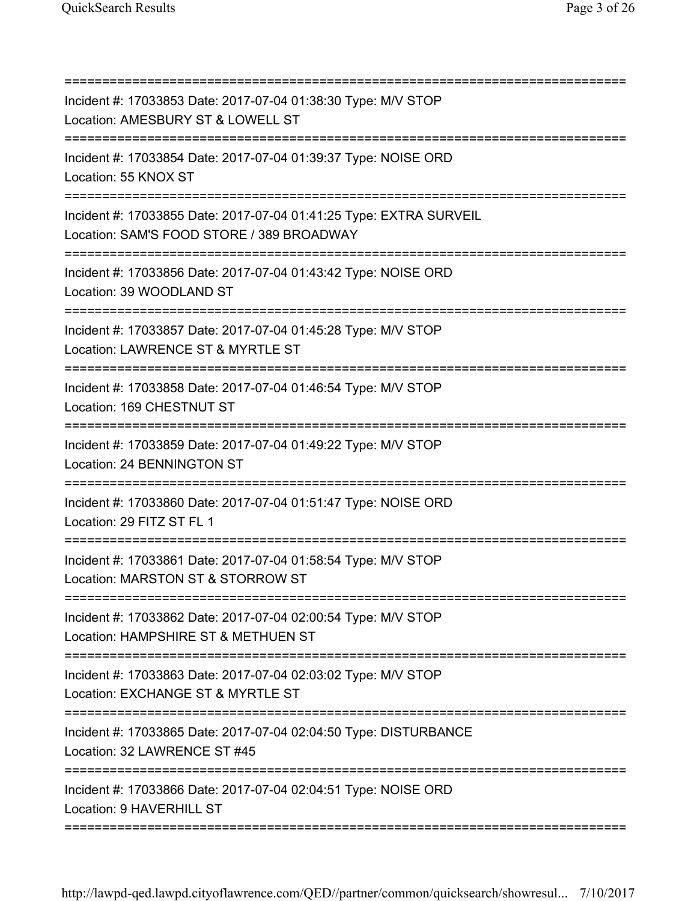===========================================================================

Incident #: 17033853 Date: 2017-07-04 01:38:30 Type: M/V STOP
Location: AMESBURY ST & LOWELL ST

===========================================================================

Incident #: 17033854 Date: 2017-07-04 01:39:37 Type: NOISE ORD
Location: 55 KNOX ST

===========================================================================

Incident #: 17033855 Date: 2017-07-04 01:41:25 Type: EXTRA SURVEIL
Location: SAM'S FOOD STORE / 389 BROADWAY

===========================================================================

Incident #: 17033856 Date: 2017-07-04 01:43:42 Type: NOISE ORD
Location: 39 WOODLAND ST

===========================================================================

Incident #: 17033857 Date: 2017-07-04 01:45:28 Type: M/V STOP
Location: LAWRENCE ST & MYRTLE ST

===========================================================================

Incident #: 17033858 Date: 2017-07-04 01:46:54 Type: M/V STOP
Location: 169 CHESTNUT ST

===========================================================================

Incident #: 17033859 Date: 2017-07-04 01:49:22 Type: M/V STOP
Location: 24 BENNINGTON ST

===========================================================================

Incident #: 17033860 Date: 2017-07-04 01:51:47 Type: NOISE ORD
Location: 29 FITZ ST FL 1

===========================================================================

Incident #: 17033861 Date: 2017-07-04 01:58:54 Type: M/V STOP
Location: MARSTON ST & STORROW ST

===========================================================================

Incident #: 17033862 Date: 2017-07-04 02:00:54 Type: M/V STOP
Location: HAMPSHIRE ST & METHUEN ST

===========================================================================

Incident #: 17033863 Date: 2017-07-04 02:03:02 Type: M/V STOP
Location: EXCHANGE ST & MYRTLE ST

===========================================================================

Incident #: 17033865 Date: 2017-07-04 02:04:50 Type: DISTURBANCE
Location: 32 LAWRENCE ST #45

===========================================================================

Incident #: 17033866 Date: 2017-07-04 02:04:51 Type: NOISE ORD
Location: 9 HAVERHILL ST

===========================================================================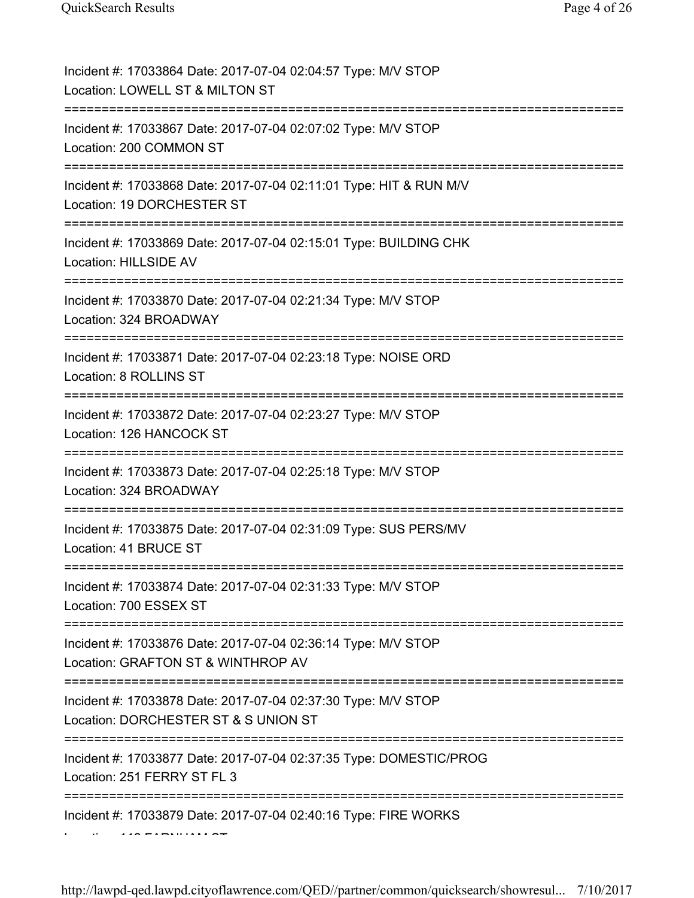Incident #: 17033864 Date: 2017-07-04 02:04:57 Type: M/V STOP
Location: LOWELL ST & MILTON ST

===========================================================================

Incident #: 17033867 Date: 2017-07-04 02:07:02 Type: M/V STOP
Location: 200 COMMON ST

===========================================================================

Incident #: 17033868 Date: 2017-07-04 02:11:01 Type: HIT & RUN M/V
Location: 19 DORCHESTER ST

===========================================================================

Incident #: 17033869 Date: 2017-07-04 02:15:01 Type: BUILDING CHK
Location: HILLSIDE AV

===========================================================================

Incident #: 17033870 Date: 2017-07-04 02:21:34 Type: M/V STOP
Location: 324 BROADWAY

===========================================================================

Incident #: 17033871 Date: 2017-07-04 02:23:18 Type: NOISE ORD
Location: 8 ROLLINS ST

===========================================================================

Incident #: 17033872 Date: 2017-07-04 02:23:27 Type: M/V STOP
Location: 126 HANCOCK ST

===========================================================================

Incident #: 17033873 Date: 2017-07-04 02:25:18 Type: M/V STOP
Location: 324 BROADWAY

===========================================================================

Incident #: 17033875 Date: 2017-07-04 02:31:09 Type: SUS PERS/MV
Location: 41 BRUCE ST

===========================================================================

Incident #: 17033874 Date: 2017-07-04 02:31:33 Type: M/V STOP
Location: 700 ESSEX ST

===========================================================================

Incident #: 17033876 Date: 2017-07-04 02:36:14 Type: M/V STOP
Location: GRAFTON ST & WINTHROP AV

===========================================================================

Incident #: 17033878 Date: 2017-07-04 02:37:30 Type: M/V STOP
Location: DORCHESTER ST & S UNION ST

===========================================================================

Incident #: 17033877 Date: 2017-07-04 02:37:35 Type: DOMESTIC/PROG
Location: 251 FERRY ST FL 3

===========================================================================

Incident #: 17033879 Date: 2017-07-04 02:40:16 Type: FIRE WORKS
Location: 112 FARNHAM ST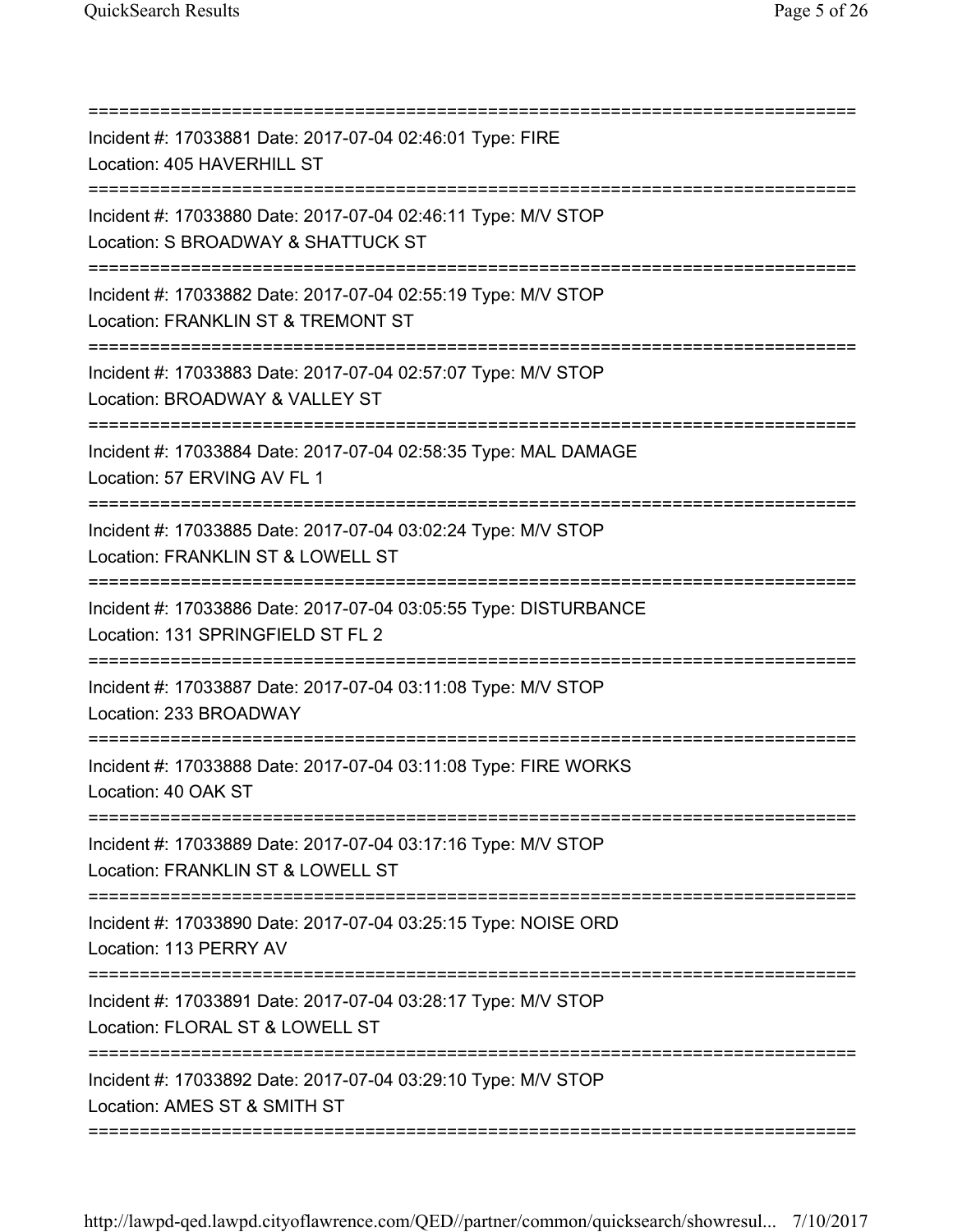===========================================================================
Incident #: 17033881 Date: 2017-07-04 02:46:01 Type: FIRE
Location: 405 HAVERHILL ST
===========================================================================
Incident #: 17033880 Date: 2017-07-04 02:46:11 Type: M/V STOP
Location: S BROADWAY & SHATTUCK ST
===========================================================================
Incident #: 17033882 Date: 2017-07-04 02:55:19 Type: M/V STOP
Location: FRANKLIN ST & TREMONT ST
===========================================================================
Incident #: 17033883 Date: 2017-07-04 02:57:07 Type: M/V STOP
Location: BROADWAY & VALLEY ST
===========================================================================
Incident #: 17033884 Date: 2017-07-04 02:58:35 Type: MAL DAMAGE
Location: 57 ERVING AV FL 1
===========================================================================
Incident #: 17033885 Date: 2017-07-04 03:02:24 Type: M/V STOP
Location: FRANKLIN ST & LOWELL ST
===========================================================================
Incident #: 17033886 Date: 2017-07-04 03:05:55 Type: DISTURBANCE
Location: 131 SPRINGFIELD ST FL 2
===========================================================================
Incident #: 17033887 Date: 2017-07-04 03:11:08 Type: M/V STOP
Location: 233 BROADWAY
===========================================================================
Incident #: 17033888 Date: 2017-07-04 03:11:08 Type: FIRE WORKS
Location: 40 OAK ST
===========================================================================
Incident #: 17033889 Date: 2017-07-04 03:17:16 Type: M/V STOP
Location: FRANKLIN ST & LOWELL ST
===========================================================================
Incident #: 17033890 Date: 2017-07-04 03:25:15 Type: NOISE ORD
Location: 113 PERRY AV
===========================================================================
Incident #: 17033891 Date: 2017-07-04 03:28:17 Type: M/V STOP
Location: FLORAL ST & LOWELL ST
===========================================================================
Incident #: 17033892 Date: 2017-07-04 03:29:10 Type: M/V STOP
Location: AMES ST & SMITH ST
===========================================================================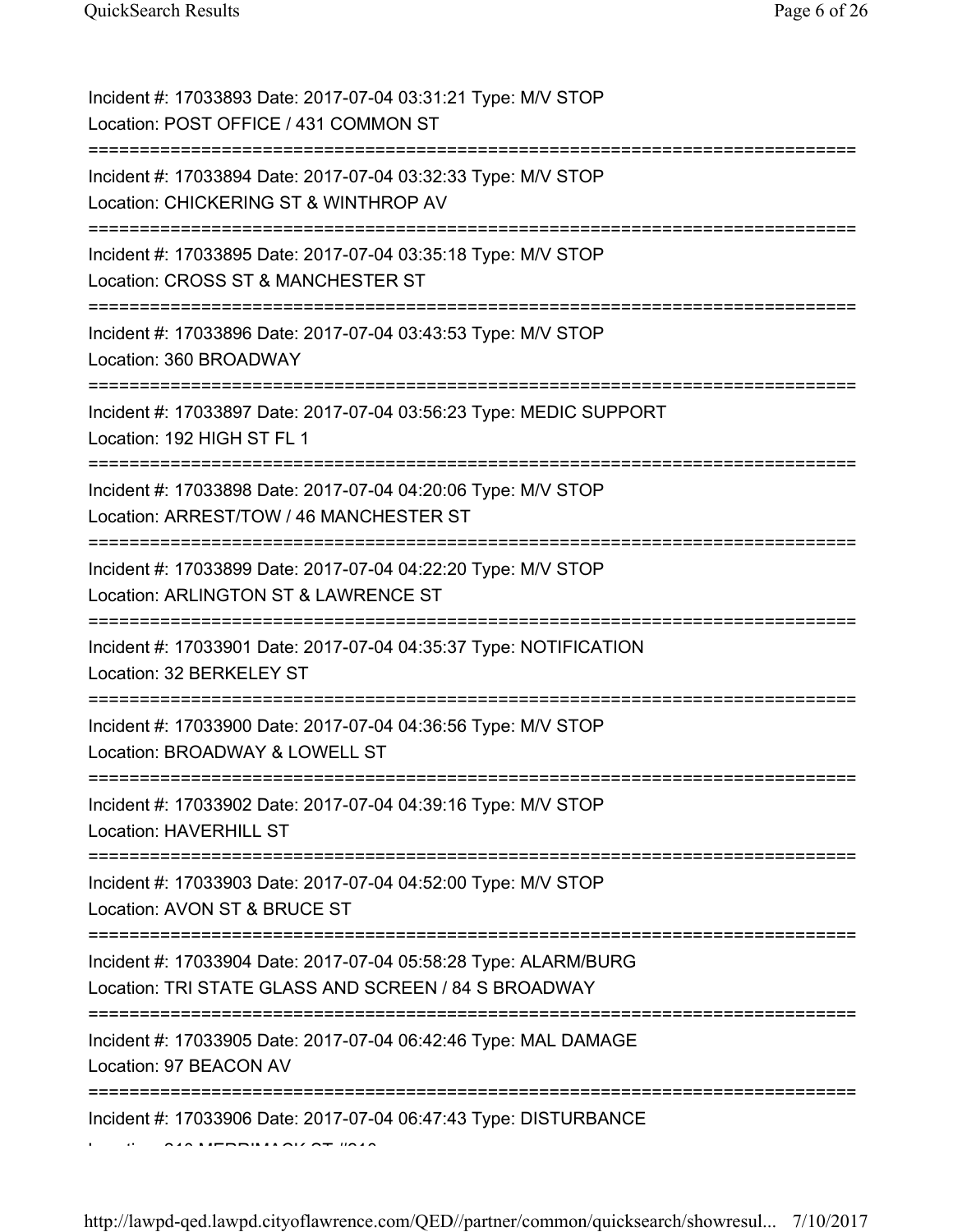Incident #: 17033893 Date: 2017-07-04 03:31:21 Type: M/V STOP
Location: POST OFFICE / 431 COMMON ST

===========================================================================

Incident #: 17033894 Date: 2017-07-04 03:32:33 Type: M/V STOP
Location: CHICKERING ST & WINTHROP AV

===========================================================================

Incident #: 17033895 Date: 2017-07-04 03:35:18 Type: M/V STOP
Location: CROSS ST & MANCHESTER ST

===========================================================================

Incident #: 17033896 Date: 2017-07-04 03:43:53 Type: M/V STOP
Location: 360 BROADWAY

===========================================================================

Incident #: 17033897 Date: 2017-07-04 03:56:23 Type: MEDIC SUPPORT
Location: 192 HIGH ST FL 1

===========================================================================

Incident #: 17033898 Date: 2017-07-04 04:20:06 Type: M/V STOP
Location: ARREST/TOW / 46 MANCHESTER ST

===========================================================================

Incident #: 17033899 Date: 2017-07-04 04:22:20 Type: M/V STOP
Location: ARLINGTON ST & LAWRENCE ST

===========================================================================

Incident #: 17033901 Date: 2017-07-04 04:35:37 Type: NOTIFICATION
Location: 32 BERKELEY ST

===========================================================================

Incident #: 17033900 Date: 2017-07-04 04:36:56 Type: M/V STOP
Location: BROADWAY & LOWELL ST

===========================================================================

Incident #: 17033902 Date: 2017-07-04 04:39:16 Type: M/V STOP
Location: HAVERHILL ST

===========================================================================

Incident #: 17033903 Date: 2017-07-04 04:52:00 Type: M/V STOP
Location: AVON ST & BRUCE ST

===========================================================================

Incident #: 17033904 Date: 2017-07-04 05:58:28 Type: ALARM/BURG
Location: TRI STATE GLASS AND SCREEN / 84 S BROADWAY

===========================================================================

Incident #: 17033905 Date: 2017-07-04 06:42:46 Type: MAL DAMAGE
Location: 97 BEACON AV

===========================================================================

Incident #: 17033906 Date: 2017-07-04 06:47:43 Type: DISTURBANCE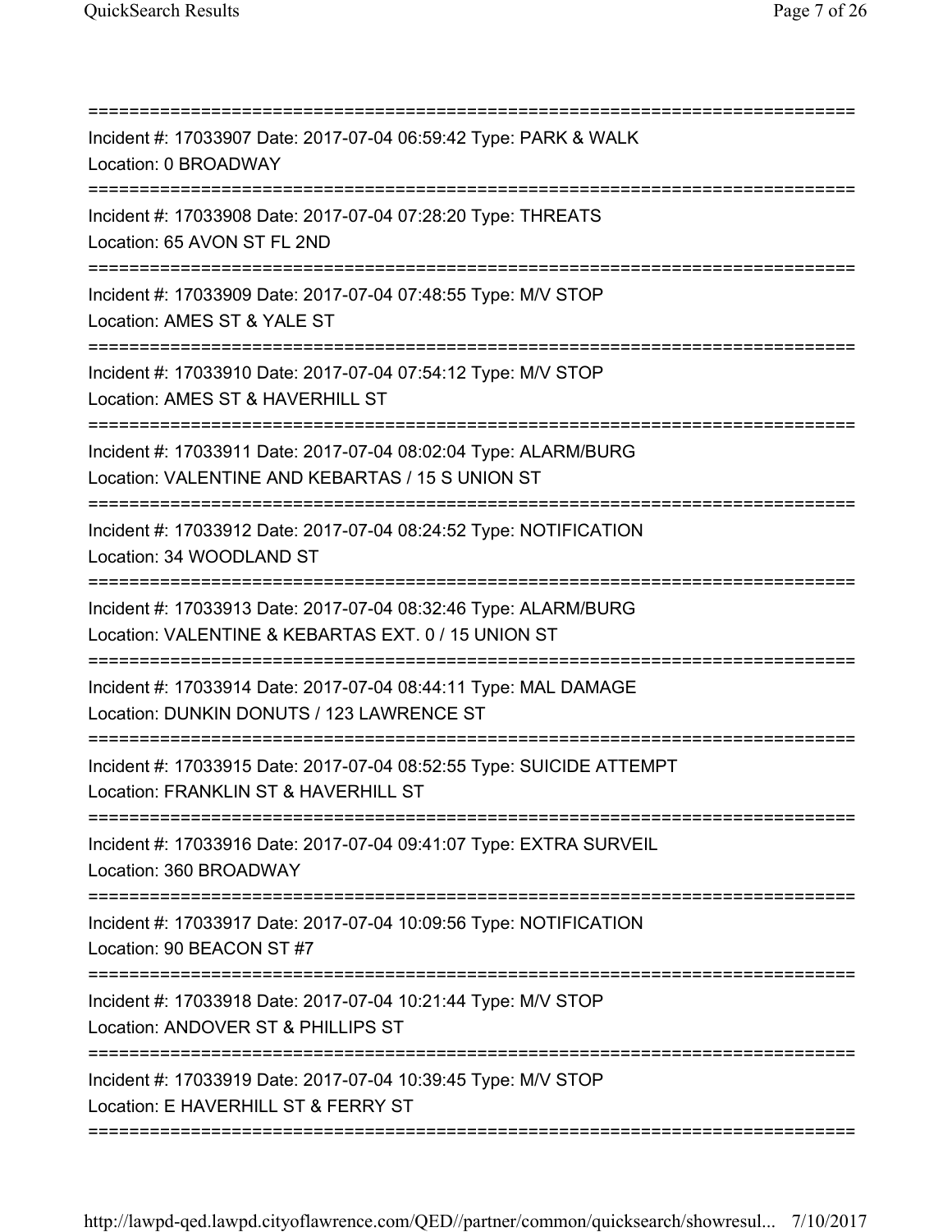===========================================================================
Incident #: 17033907 Date: 2017-07-04 06:59:42 Type: PARK & WALK
Location: 0 BROADWAY
===========================================================================
Incident #: 17033908 Date: 2017-07-04 07:28:20 Type: THREATS
Location: 65 AVON ST FL 2ND
===========================================================================
Incident #: 17033909 Date: 2017-07-04 07:48:55 Type: M/V STOP
Location: AMES ST & YALE ST
===========================================================================
Incident #: 17033910 Date: 2017-07-04 07:54:12 Type: M/V STOP
Location: AMES ST & HAVERHILL ST
===========================================================================
Incident #: 17033911 Date: 2017-07-04 08:02:04 Type: ALARM/BURG
Location: VALENTINE AND KEBARTAS / 15 S UNION ST
===========================================================================
Incident #: 17033912 Date: 2017-07-04 08:24:52 Type: NOTIFICATION
Location: 34 WOODLAND ST
===========================================================================
Incident #: 17033913 Date: 2017-07-04 08:32:46 Type: ALARM/BURG
Location: VALENTINE & KEBARTAS EXT. 0 / 15 UNION ST
===========================================================================
Incident #: 17033914 Date: 2017-07-04 08:44:11 Type: MAL DAMAGE
Location: DUNKIN DONUTS / 123 LAWRENCE ST
===========================================================================
Incident #: 17033915 Date: 2017-07-04 08:52:55 Type: SUICIDE ATTEMPT
Location: FRANKLIN ST & HAVERHILL ST
===========================================================================
Incident #: 17033916 Date: 2017-07-04 09:41:07 Type: EXTRA SURVEIL
Location: 360 BROADWAY
===========================================================================
Incident #: 17033917 Date: 2017-07-04 10:09:56 Type: NOTIFICATION
Location: 90 BEACON ST #7
===========================================================================
Incident #: 17033918 Date: 2017-07-04 10:21:44 Type: M/V STOP
Location: ANDOVER ST & PHILLIPS ST
===========================================================================
Incident #: 17033919 Date: 2017-07-04 10:39:45 Type: M/V STOP
Location: E HAVERHILL ST & FERRY ST
===========================================================================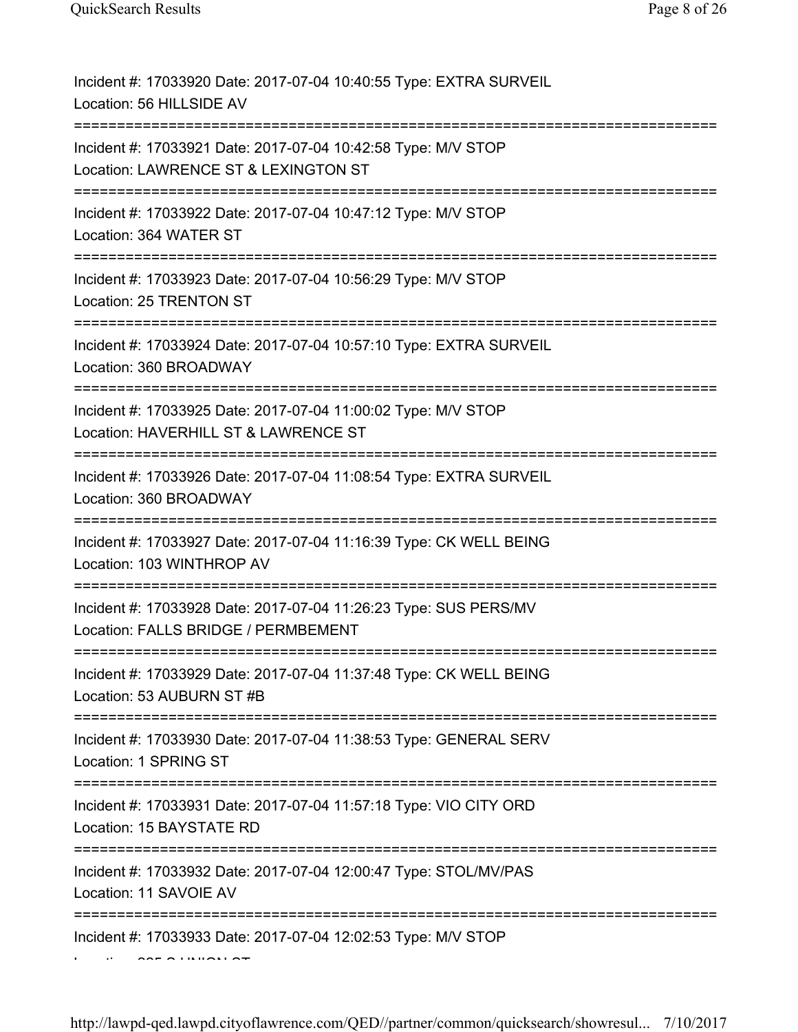Incident #: 17033920 Date: 2017-07-04 10:40:55 Type: EXTRA SURVEIL
Location: 56 HILLSIDE AV

===========================================================================

Incident #: 17033921 Date: 2017-07-04 10:42:58 Type: M/V STOP
Location: LAWRENCE ST & LEXINGTON ST

===========================================================================

Incident #: 17033922 Date: 2017-07-04 10:47:12 Type: M/V STOP
Location: 364 WATER ST

===========================================================================

Incident #: 17033923 Date: 2017-07-04 10:56:29 Type: M/V STOP
Location: 25 TRENTON ST

===========================================================================

Incident #: 17033924 Date: 2017-07-04 10:57:10 Type: EXTRA SURVEIL
Location: 360 BROADWAY

===========================================================================

Incident #: 17033925 Date: 2017-07-04 11:00:02 Type: M/V STOP
Location: HAVERHILL ST & LAWRENCE ST

===========================================================================

Incident #: 17033926 Date: 2017-07-04 11:08:54 Type: EXTRA SURVEIL
Location: 360 BROADWAY

===========================================================================

Incident #: 17033927 Date: 2017-07-04 11:16:39 Type: CK WELL BEING
Location: 103 WINTHROP AV

===========================================================================

Incident #: 17033928 Date: 2017-07-04 11:26:23 Type: SUS PERS/MV
Location: FALLS BRIDGE / PERMBEMENT

===========================================================================

Incident #: 17033929 Date: 2017-07-04 11:37:48 Type: CK WELL BEING
Location: 53 AUBURN ST #B

===========================================================================

Incident #: 17033930 Date: 2017-07-04 11:38:53 Type: GENERAL SERV
Location: 1 SPRING ST

===========================================================================

Incident #: 17033931 Date: 2017-07-04 11:57:18 Type: VIO CITY ORD
Location: 15 BAYSTATE RD

===========================================================================

Incident #: 17033932 Date: 2017-07-04 12:00:47 Type: STOL/MV/PAS
Location: 11 SAVOIE AV

===========================================================================

Incident #: 17033933 Date: 2017-07-04 12:02:53 Type: M/V STOP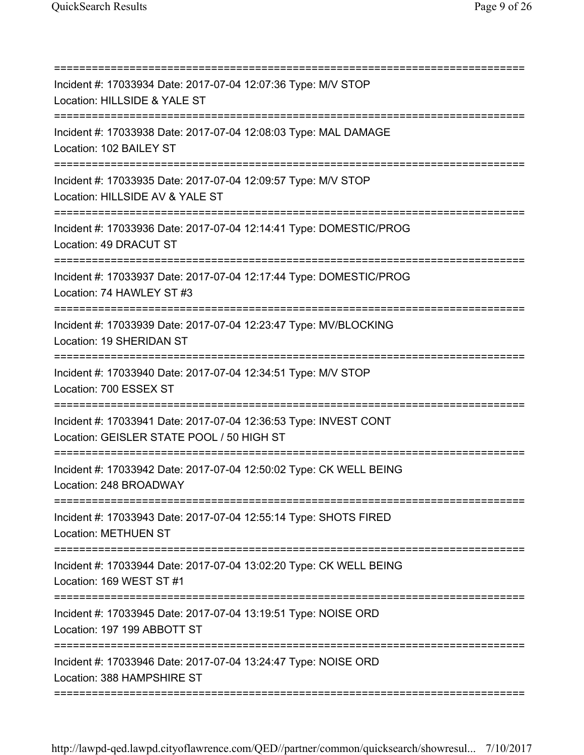===========================================================================

Incident #: 17033934 Date: 2017-07-04 12:07:36 Type: M/V STOP
Location: HILLSIDE & YALE ST

===========================================================================

Incident #: 17033938 Date: 2017-07-04 12:08:03 Type: MAL DAMAGE
Location: 102 BAILEY ST

===========================================================================

Incident #: 17033935 Date: 2017-07-04 12:09:57 Type: M/V STOP
Location: HILLSIDE AV & YALE ST

===========================================================================

Incident #: 17033936 Date: 2017-07-04 12:14:41 Type: DOMESTIC/PROG
Location: 49 DRACUT ST

===========================================================================

Incident #: 17033937 Date: 2017-07-04 12:17:44 Type: DOMESTIC/PROG
Location: 74 HAWLEY ST #3

===========================================================================

Incident #: 17033939 Date: 2017-07-04 12:23:47 Type: MV/BLOCKING
Location: 19 SHERIDAN ST

===========================================================================

Incident #: 17033940 Date: 2017-07-04 12:34:51 Type: M/V STOP
Location: 700 ESSEX ST

===========================================================================

Incident #: 17033941 Date: 2017-07-04 12:36:53 Type: INVEST CONT
Location: GEISLER STATE POOL / 50 HIGH ST

===========================================================================

Incident #: 17033942 Date: 2017-07-04 12:50:02 Type: CK WELL BEING
Location: 248 BROADWAY

===========================================================================

Incident #: 17033943 Date: 2017-07-04 12:55:14 Type: SHOTS FIRED
Location: METHUEN ST

===========================================================================

Incident #: 17033944 Date: 2017-07-04 13:02:20 Type: CK WELL BEING
Location: 169 WEST ST #1

===========================================================================

Incident #: 17033945 Date: 2017-07-04 13:19:51 Type: NOISE ORD
Location: 197 199 ABBOTT ST

===========================================================================

Incident #: 17033946 Date: 2017-07-04 13:24:47 Type: NOISE ORD
Location: 388 HAMPSHIRE ST

===========================================================================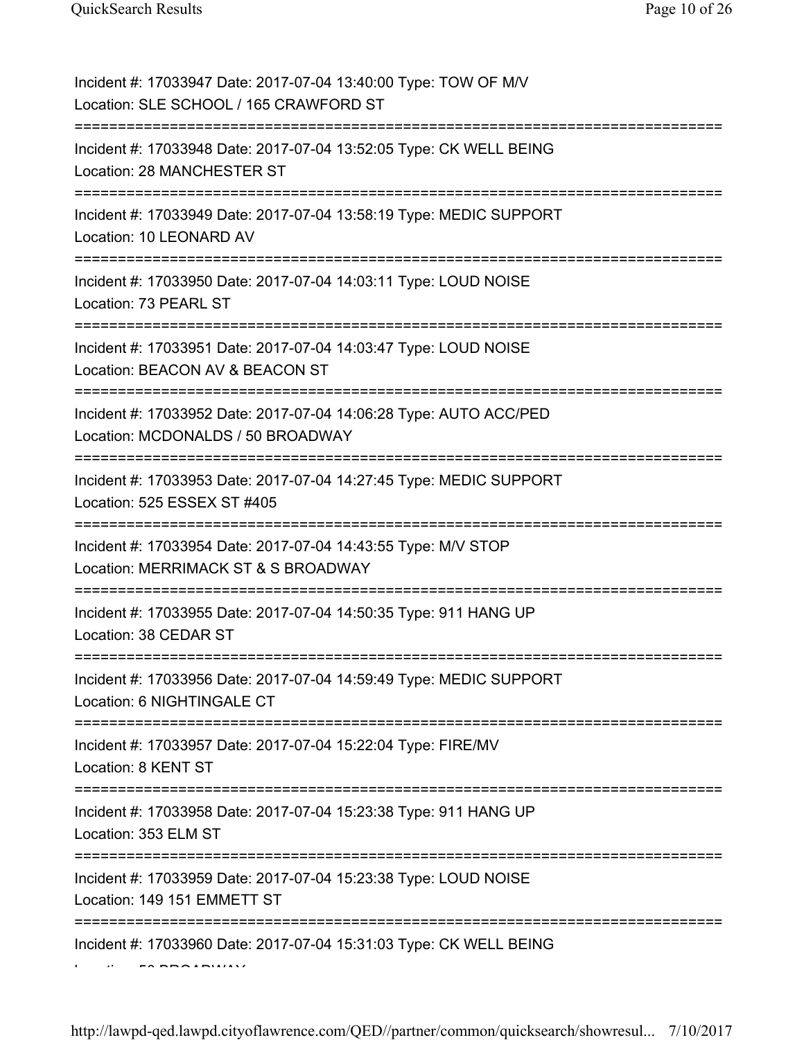Incident #: 17033947 Date: 2017-07-04 13:40:00 Type: TOW OF M/V
Location: SLE SCHOOL / 165 CRAWFORD ST

===========================================================================

Incident #: 17033948 Date: 2017-07-04 13:52:05 Type: CK WELL BEING
Location: 28 MANCHESTER ST

===========================================================================

Incident #: 17033949 Date: 2017-07-04 13:58:19 Type: MEDIC SUPPORT
Location: 10 LEONARD AV

===========================================================================

Incident #: 17033950 Date: 2017-07-04 14:03:11 Type: LOUD NOISE
Location: 73 PEARL ST

===========================================================================

Incident #: 17033951 Date: 2017-07-04 14:03:47 Type: LOUD NOISE
Location: BEACON AV & BEACON ST

===========================================================================

Incident #: 17033952 Date: 2017-07-04 14:06:28 Type: AUTO ACC/PED
Location: MCDONALDS / 50 BROADWAY

===========================================================================

Incident #: 17033953 Date: 2017-07-04 14:27:45 Type: MEDIC SUPPORT
Location: 525 ESSEX ST #405

===========================================================================

Incident #: 17033954 Date: 2017-07-04 14:43:55 Type: M/V STOP
Location: MERRIMACK ST & S BROADWAY

===========================================================================

Incident #: 17033955 Date: 2017-07-04 14:50:35 Type: 911 HANG UP
Location: 38 CEDAR ST

===========================================================================

Incident #: 17033956 Date: 2017-07-04 14:59:49 Type: MEDIC SUPPORT
Location: 6 NIGHTINGALE CT

===========================================================================

Incident #: 17033957 Date: 2017-07-04 15:22:04 Type: FIRE/MV
Location: 8 KENT ST

===========================================================================

Incident #: 17033958 Date: 2017-07-04 15:23:38 Type: 911 HANG UP
Location: 353 ELM ST

===========================================================================

Incident #: 17033959 Date: 2017-07-04 15:23:38 Type: LOUD NOISE
Location: 149 151 EMMETT ST

===========================================================================

Incident #: 17033960 Date: 2017-07-04 15:31:03 Type: CK WELL BEING
Location: 50 BROADWAY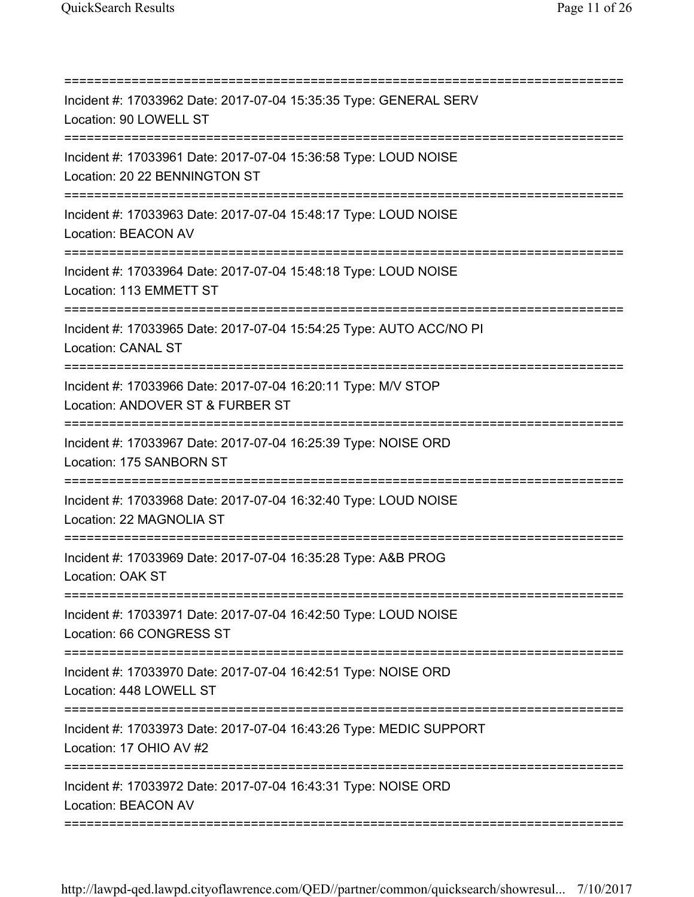===========================================================================
Incident #: 17033962 Date: 2017-07-04 15:35:35 Type: GENERAL SERV
Location: 90 LOWELL ST
===========================================================================
Incident #: 17033961 Date: 2017-07-04 15:36:58 Type: LOUD NOISE
Location: 20 22 BENNINGTON ST
===========================================================================
Incident #: 17033963 Date: 2017-07-04 15:48:17 Type: LOUD NOISE
Location: BEACON AV
===========================================================================
Incident #: 17033964 Date: 2017-07-04 15:48:18 Type: LOUD NOISE
Location: 113 EMMETT ST
===========================================================================
Incident #: 17033965 Date: 2017-07-04 15:54:25 Type: AUTO ACC/NO PI
Location: CANAL ST
===========================================================================
Incident #: 17033966 Date: 2017-07-04 16:20:11 Type: M/V STOP
Location: ANDOVER ST & FURBER ST
===========================================================================
Incident #: 17033967 Date: 2017-07-04 16:25:39 Type: NOISE ORD
Location: 175 SANBORN ST
===========================================================================
Incident #: 17033968 Date: 2017-07-04 16:32:40 Type: LOUD NOISE
Location: 22 MAGNOLIA ST
===========================================================================
Incident #: 17033969 Date: 2017-07-04 16:35:28 Type: A&B PROG
Location: OAK ST
===========================================================================
Incident #: 17033971 Date: 2017-07-04 16:42:50 Type: LOUD NOISE
Location: 66 CONGRESS ST
===========================================================================
Incident #: 17033970 Date: 2017-07-04 16:42:51 Type: NOISE ORD
Location: 448 LOWELL ST
===========================================================================
Incident #: 17033973 Date: 2017-07-04 16:43:26 Type: MEDIC SUPPORT
Location: 17 OHIO AV #2
===========================================================================
Incident #: 17033972 Date: 2017-07-04 16:43:31 Type: NOISE ORD
Location: BEACON AV
===========================================================================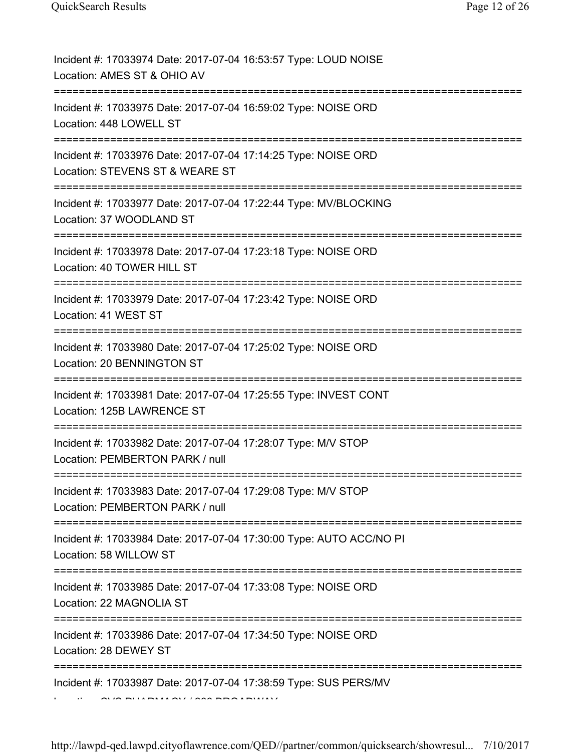Incident #: 17033974 Date: 2017-07-04 16:53:57 Type: LOUD NOISE
Location: AMES ST & OHIO AV

===========================================================================

Incident #: 17033975 Date: 2017-07-04 16:59:02 Type: NOISE ORD
Location: 448 LOWELL ST

===========================================================================

Incident #: 17033976 Date: 2017-07-04 17:14:25 Type: NOISE ORD
Location: STEVENS ST & WEARE ST

===========================================================================

Incident #: 17033977 Date: 2017-07-04 17:22:44 Type: MV/BLOCKING
Location: 37 WOODLAND ST

===========================================================================

Incident #: 17033978 Date: 2017-07-04 17:23:18 Type: NOISE ORD
Location: 40 TOWER HILL ST

===========================================================================

Incident #: 17033979 Date: 2017-07-04 17:23:42 Type: NOISE ORD
Location: 41 WEST ST

===========================================================================

Incident #: 17033980 Date: 2017-07-04 17:25:02 Type: NOISE ORD
Location: 20 BENNINGTON ST

===========================================================================

Incident #: 17033981 Date: 2017-07-04 17:25:55 Type: INVEST CONT
Location: 125B LAWRENCE ST

===========================================================================

Incident #: 17033982 Date: 2017-07-04 17:28:07 Type: M/V STOP
Location: PEMBERTON PARK / null

===========================================================================

Incident #: 17033983 Date: 2017-07-04 17:29:08 Type: M/V STOP
Location: PEMBERTON PARK / null

===========================================================================

Incident #: 17033984 Date: 2017-07-04 17:30:00 Type: AUTO ACC/NO PI
Location: 58 WILLOW ST

===========================================================================

Incident #: 17033985 Date: 2017-07-04 17:33:08 Type: NOISE ORD
Location: 22 MAGNOLIA ST

===========================================================================

Incident #: 17033986 Date: 2017-07-04 17:34:50 Type: NOISE ORD
Location: 28 DEWEY ST

===========================================================================

Incident #: 17033987 Date: 2017-07-04 17:38:59 Type: SUS PERS/MV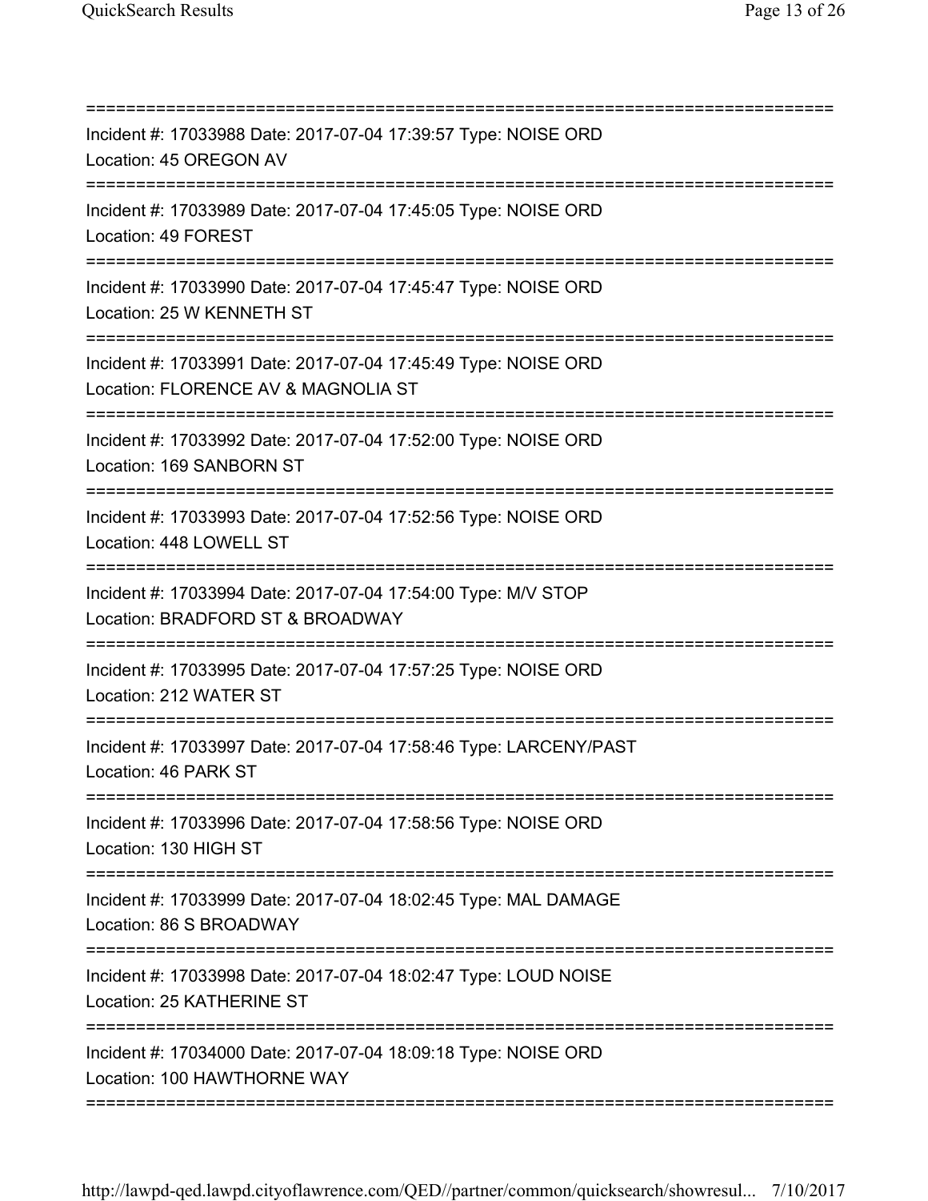===========================================================================

Incident #: 17033988 Date: 2017-07-04 17:39:57 Type: NOISE ORD
Location: 45 OREGON AV

===========================================================================

Incident #: 17033989 Date: 2017-07-04 17:45:05 Type: NOISE ORD
Location: 49 FOREST

===========================================================================

Incident #: 17033990 Date: 2017-07-04 17:45:47 Type: NOISE ORD
Location: 25 W KENNETH ST

===========================================================================

Incident #: 17033991 Date: 2017-07-04 17:45:49 Type: NOISE ORD
Location: FLORENCE AV & MAGNOLIA ST

===========================================================================

Incident #: 17033992 Date: 2017-07-04 17:52:00 Type: NOISE ORD
Location: 169 SANBORN ST

===========================================================================

Incident #: 17033993 Date: 2017-07-04 17:52:56 Type: NOISE ORD
Location: 448 LOWELL ST

===========================================================================

Incident #: 17033994 Date: 2017-07-04 17:54:00 Type: M/V STOP
Location: BRADFORD ST & BROADWAY

===========================================================================

Incident #: 17033995 Date: 2017-07-04 17:57:25 Type: NOISE ORD
Location: 212 WATER ST

===========================================================================

Incident #: 17033997 Date: 2017-07-04 17:58:46 Type: LARCENY/PAST
Location: 46 PARK ST

===========================================================================

Incident #: 17033996 Date: 2017-07-04 17:58:56 Type: NOISE ORD
Location: 130 HIGH ST

===========================================================================

Incident #: 17033999 Date: 2017-07-04 18:02:45 Type: MAL DAMAGE
Location: 86 S BROADWAY

===========================================================================

Incident #: 17033998 Date: 2017-07-04 18:02:47 Type: LOUD NOISE
Location: 25 KATHERINE ST

===========================================================================

Incident #: 17034000 Date: 2017-07-04 18:09:18 Type: NOISE ORD
Location: 100 HAWTHORNE WAY

===========================================================================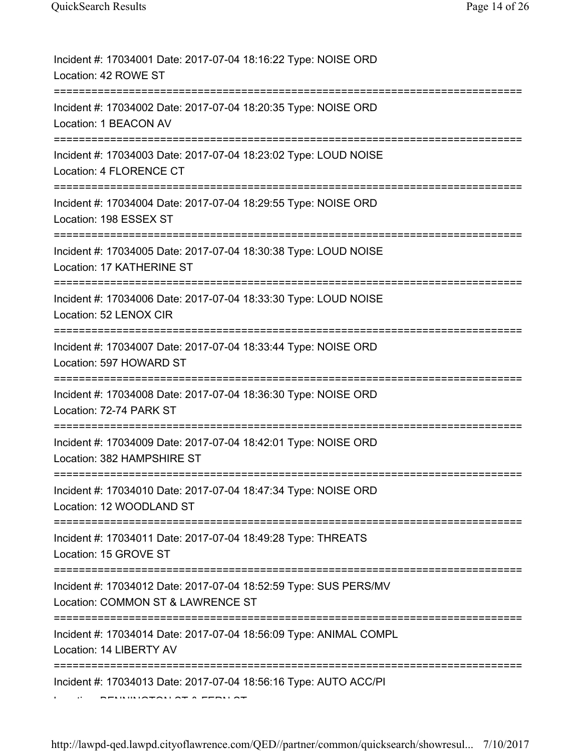Incident #: 17034001 Date: 2017-07-04 18:16:22 Type: NOISE ORD
Location: 42 ROWE ST

===========================================================================

Incident #: 17034002 Date: 2017-07-04 18:20:35 Type: NOISE ORD
Location: 1 BEACON AV

===========================================================================

Incident #: 17034003 Date: 2017-07-04 18:23:02 Type: LOUD NOISE
Location: 4 FLORENCE CT

===========================================================================

Incident #: 17034004 Date: 2017-07-04 18:29:55 Type: NOISE ORD
Location: 198 ESSEX ST

===========================================================================

Incident #: 17034005 Date: 2017-07-04 18:30:38 Type: LOUD NOISE
Location: 17 KATHERINE ST

===========================================================================

Incident #: 17034006 Date: 2017-07-04 18:33:30 Type: LOUD NOISE
Location: 52 LENOX CIR

===========================================================================

Incident #: 17034007 Date: 2017-07-04 18:33:44 Type: NOISE ORD
Location: 597 HOWARD ST

===========================================================================

Incident #: 17034008 Date: 2017-07-04 18:36:30 Type: NOISE ORD
Location: 72-74 PARK ST

===========================================================================

Incident #: 17034009 Date: 2017-07-04 18:42:01 Type: NOISE ORD
Location: 382 HAMPSHIRE ST

===========================================================================

Incident #: 17034010 Date: 2017-07-04 18:47:34 Type: NOISE ORD
Location: 12 WOODLAND ST

===========================================================================

Incident #: 17034011 Date: 2017-07-04 18:49:28 Type: THREATS
Location: 15 GROVE ST

===========================================================================

Incident #: 17034012 Date: 2017-07-04 18:52:59 Type: SUS PERS/MV
Location: COMMON ST & LAWRENCE ST

===========================================================================

Incident #: 17034014 Date: 2017-07-04 18:56:09 Type: ANIMAL COMPL
Location: 14 LIBERTY AV

===========================================================================

Incident #: 17034013 Date: 2017-07-04 18:56:16 Type: AUTO ACC/PI
Location: BENNINGTON ST & FERN ST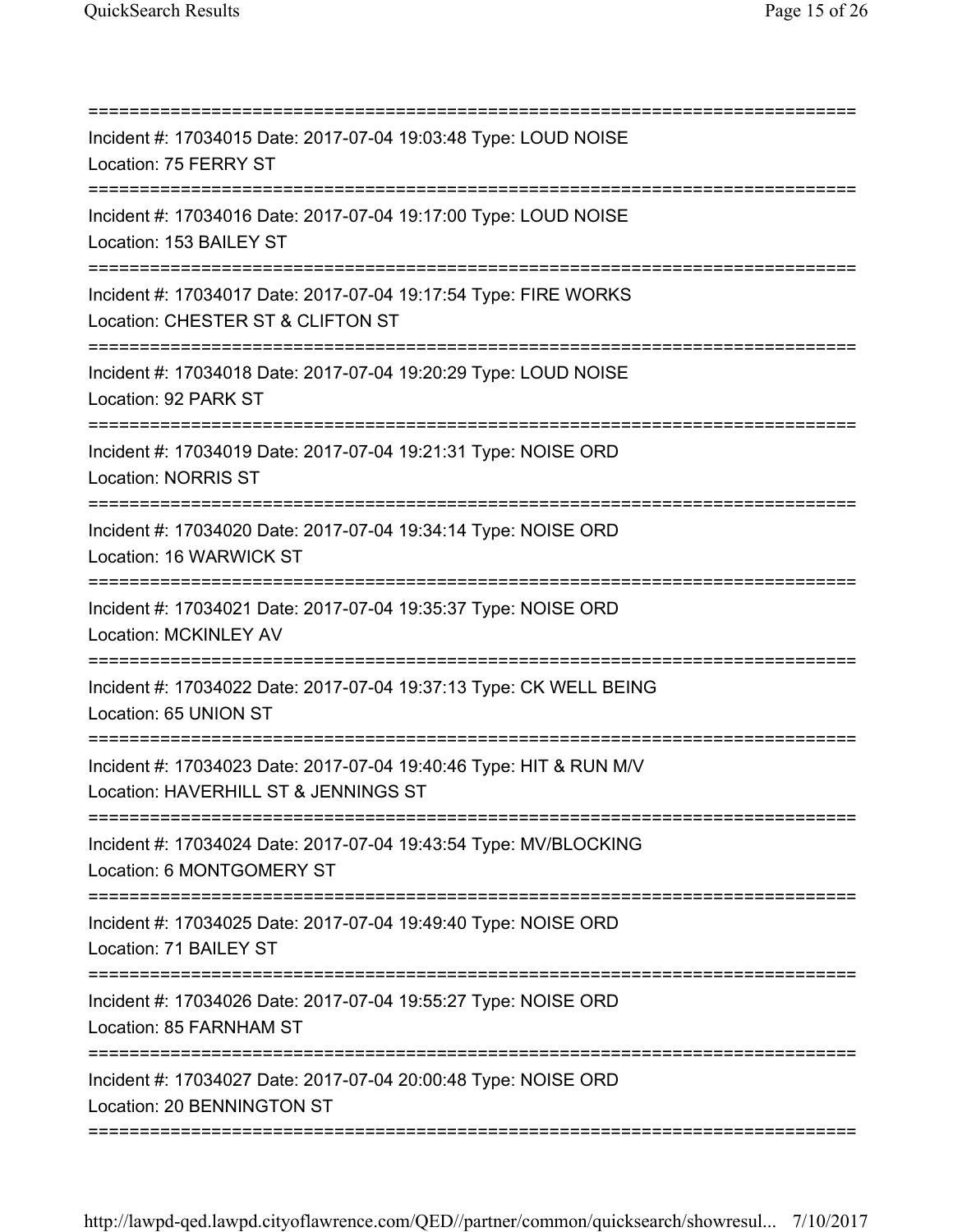===========================================================================
Incident #: 17034015 Date: 2017-07-04 19:03:48 Type: LOUD NOISE
Location: 75 FERRY ST
===========================================================================
Incident #: 17034016 Date: 2017-07-04 19:17:00 Type: LOUD NOISE
Location: 153 BAILEY ST
===========================================================================
Incident #: 17034017 Date: 2017-07-04 19:17:54 Type: FIRE WORKS
Location: CHESTER ST & CLIFTON ST
===========================================================================
Incident #: 17034018 Date: 2017-07-04 19:20:29 Type: LOUD NOISE
Location: 92 PARK ST
===========================================================================
Incident #: 17034019 Date: 2017-07-04 19:21:31 Type: NOISE ORD
Location: NORRIS ST
===========================================================================
Incident #: 17034020 Date: 2017-07-04 19:34:14 Type: NOISE ORD
Location: 16 WARWICK ST
===========================================================================
Incident #: 17034021 Date: 2017-07-04 19:35:37 Type: NOISE ORD
Location: MCKINLEY AV
===========================================================================
Incident #: 17034022 Date: 2017-07-04 19:37:13 Type: CK WELL BEING
Location: 65 UNION ST
===========================================================================
Incident #: 17034023 Date: 2017-07-04 19:40:46 Type: HIT & RUN M/V
Location: HAVERHILL ST & JENNINGS ST
===========================================================================
Incident #: 17034024 Date: 2017-07-04 19:43:54 Type: MV/BLOCKING
Location: 6 MONTGOMERY ST
===========================================================================
Incident #: 17034025 Date: 2017-07-04 19:49:40 Type: NOISE ORD
Location: 71 BAILEY ST
===========================================================================
Incident #: 17034026 Date: 2017-07-04 19:55:27 Type: NOISE ORD
Location: 85 FARNHAM ST
===========================================================================
Incident #: 17034027 Date: 2017-07-04 20:00:48 Type: NOISE ORD
Location: 20 BENNINGTON ST
===========================================================================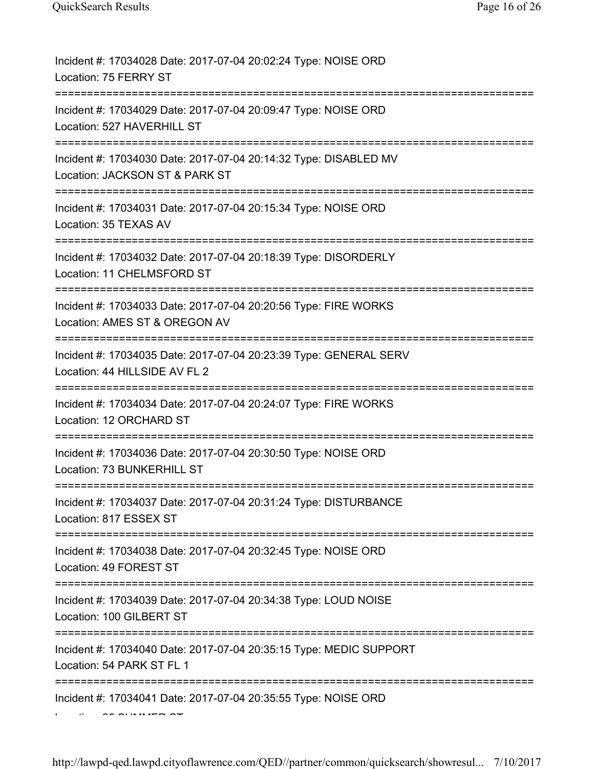Incident #: 17034028 Date: 2017-07-04 20:02:24 Type: NOISE ORD
Location: 75 FERRY ST
===========================================================================
Incident #: 17034029 Date: 2017-07-04 20:09:47 Type: NOISE ORD
Location: 527 HAVERHILL ST
===========================================================================
Incident #: 17034030 Date: 2017-07-04 20:14:32 Type: DISABLED MV
Location: JACKSON ST & PARK ST
===========================================================================
Incident #: 17034031 Date: 2017-07-04 20:15:34 Type: NOISE ORD
Location: 35 TEXAS AV
===========================================================================
Incident #: 17034032 Date: 2017-07-04 20:18:39 Type: DISORDERLY
Location: 11 CHELMSFORD ST
===========================================================================
Incident #: 17034033 Date: 2017-07-04 20:20:56 Type: FIRE WORKS
Location: AMES ST & OREGON AV
===========================================================================
Incident #: 17034035 Date: 2017-07-04 20:23:39 Type: GENERAL SERV
Location: 44 HILLSIDE AV FL 2
===========================================================================
Incident #: 17034034 Date: 2017-07-04 20:24:07 Type: FIRE WORKS
Location: 12 ORCHARD ST
===========================================================================
Incident #: 17034036 Date: 2017-07-04 20:30:50 Type: NOISE ORD
Location: 73 BUNKERHILL ST
===========================================================================
Incident #: 17034037 Date: 2017-07-04 20:31:24 Type: DISTURBANCE
Location: 817 ESSEX ST
===========================================================================
Incident #: 17034038 Date: 2017-07-04 20:32:45 Type: NOISE ORD
Location: 49 FOREST ST
===========================================================================
Incident #: 17034039 Date: 2017-07-04 20:34:38 Type: LOUD NOISE
Location: 100 GILBERT ST
===========================================================================
Incident #: 17034040 Date: 2017-07-04 20:35:15 Type: MEDIC SUPPORT
Location: 54 PARK ST FL 1
===========================================================================
Incident #: 17034041 Date: 2017-07-04 20:35:55 Type: NOISE ORD
Location: 85 SUMMER ST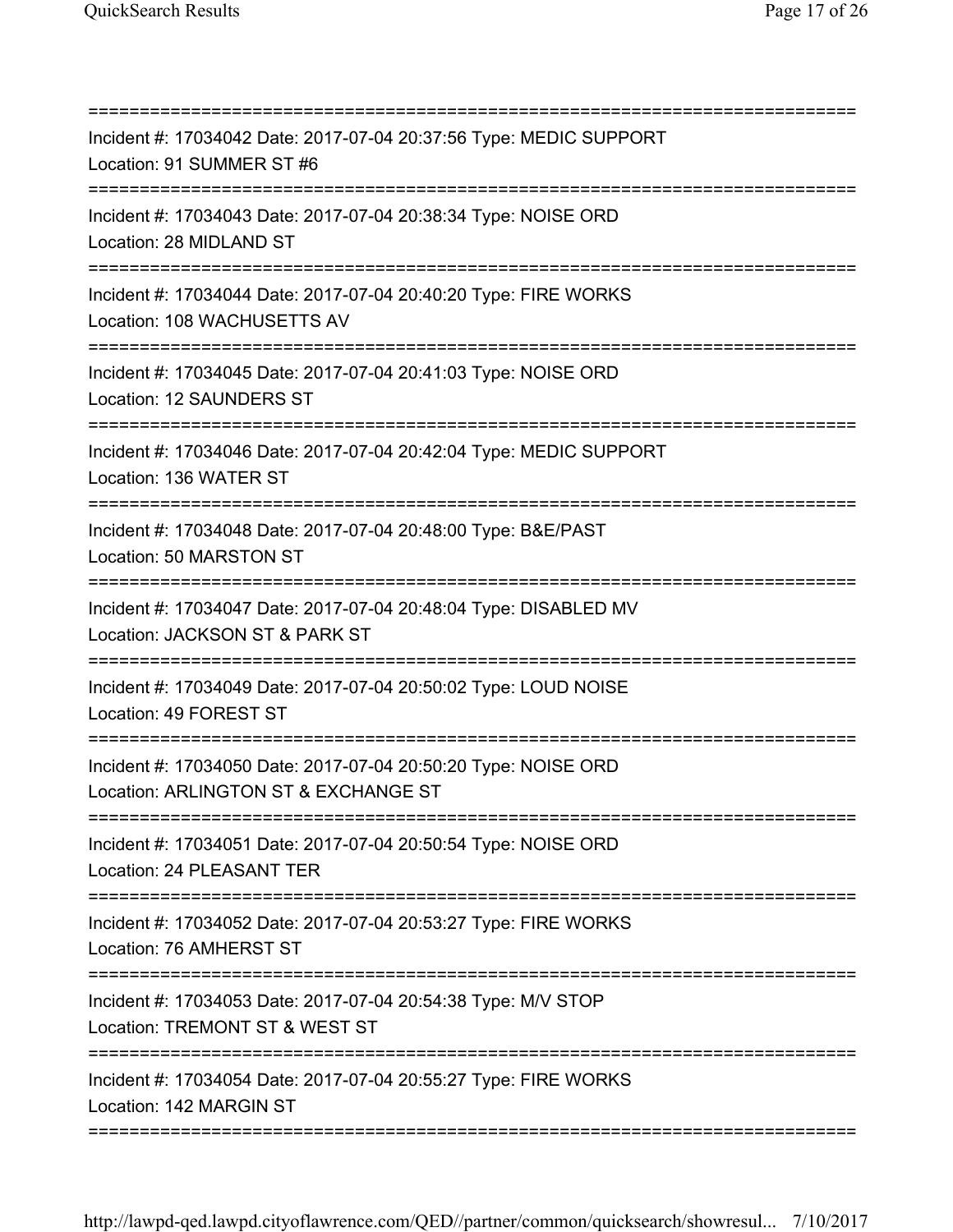===========================================================================

Incident #: 17034042 Date: 2017-07-04 20:37:56 Type: MEDIC SUPPORT
Location: 91 SUMMER ST #6

===========================================================================

Incident #: 17034043 Date: 2017-07-04 20:38:34 Type: NOISE ORD
Location: 28 MIDLAND ST

===========================================================================

Incident #: 17034044 Date: 2017-07-04 20:40:20 Type: FIRE WORKS
Location: 108 WACHUSETTS AV

===========================================================================

Incident #: 17034045 Date: 2017-07-04 20:41:03 Type: NOISE ORD
Location: 12 SAUNDERS ST

===========================================================================

Incident #: 17034046 Date: 2017-07-04 20:42:04 Type: MEDIC SUPPORT
Location: 136 WATER ST

===========================================================================

Incident #: 17034048 Date: 2017-07-04 20:48:00 Type: B&E/PAST
Location: 50 MARSTON ST

===========================================================================

Incident #: 17034047 Date: 2017-07-04 20:48:04 Type: DISABLED MV
Location: JACKSON ST & PARK ST

===========================================================================

Incident #: 17034049 Date: 2017-07-04 20:50:02 Type: LOUD NOISE
Location: 49 FOREST ST

===========================================================================

Incident #: 17034050 Date: 2017-07-04 20:50:20 Type: NOISE ORD
Location: ARLINGTON ST & EXCHANGE ST

===========================================================================

Incident #: 17034051 Date: 2017-07-04 20:50:54 Type: NOISE ORD
Location: 24 PLEASANT TER

===========================================================================

Incident #: 17034052 Date: 2017-07-04 20:53:27 Type: FIRE WORKS
Location: 76 AMHERST ST

===========================================================================

Incident #: 17034053 Date: 2017-07-04 20:54:38 Type: M/V STOP
Location: TREMONT ST & WEST ST

===========================================================================

Incident #: 17034054 Date: 2017-07-04 20:55:27 Type: FIRE WORKS
Location: 142 MARGIN ST

===========================================================================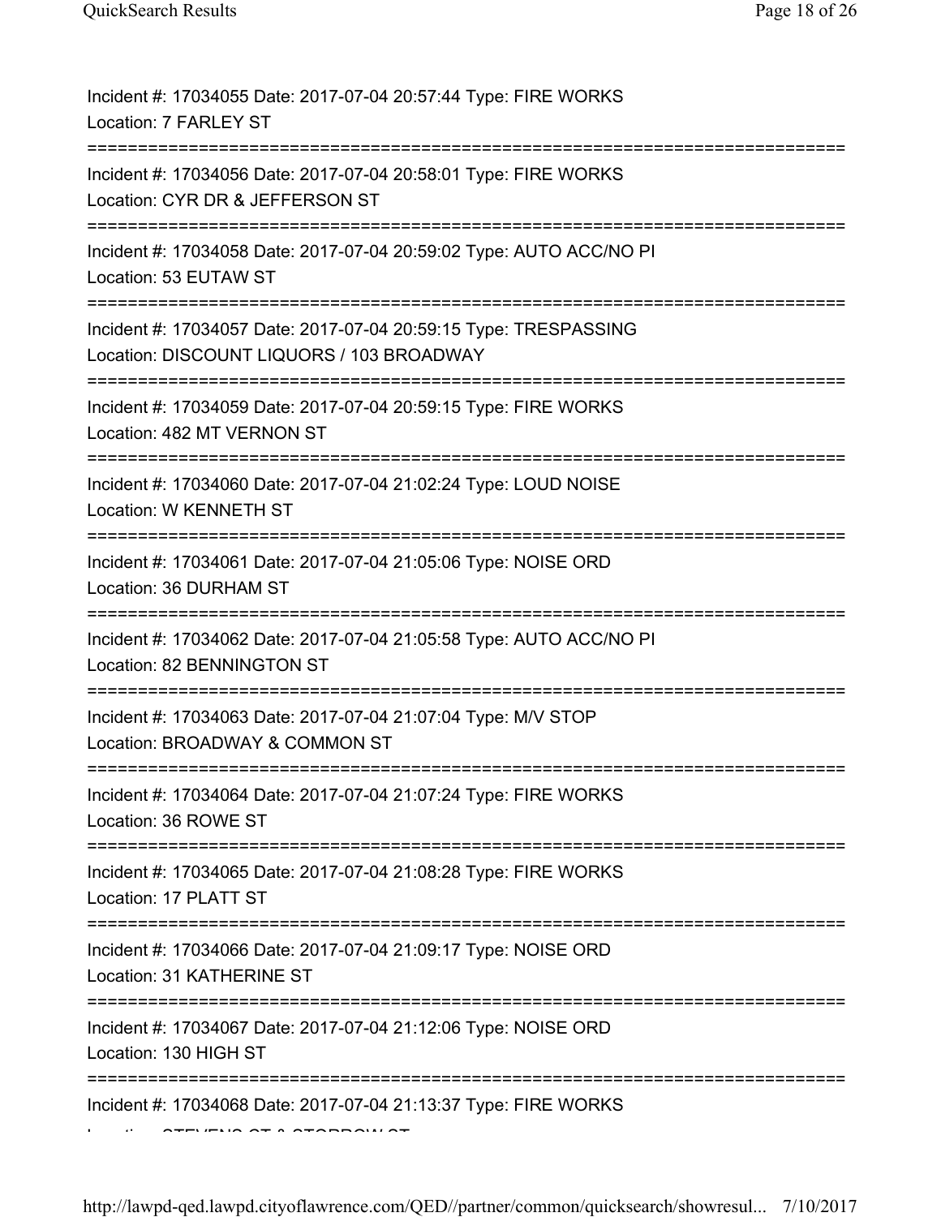Incident #: 17034055 Date: 2017-07-04 20:57:44 Type: FIRE WORKS
Location: 7 FARLEY ST
===========================================================================
Incident #: 17034056 Date: 2017-07-04 20:58:01 Type: FIRE WORKS
Location: CYR DR & JEFFERSON ST
===========================================================================
Incident #: 17034058 Date: 2017-07-04 20:59:02 Type: AUTO ACC/NO PI
Location: 53 EUTAW ST
===========================================================================
Incident #: 17034057 Date: 2017-07-04 20:59:15 Type: TRESPASSING
Location: DISCOUNT LIQUORS / 103 BROADWAY
===========================================================================
Incident #: 17034059 Date: 2017-07-04 20:59:15 Type: FIRE WORKS
Location: 482 MT VERNON ST
===========================================================================
Incident #: 17034060 Date: 2017-07-04 21:02:24 Type: LOUD NOISE
Location: W KENNETH ST
===========================================================================
Incident #: 17034061 Date: 2017-07-04 21:05:06 Type: NOISE ORD
Location: 36 DURHAM ST
===========================================================================
Incident #: 17034062 Date: 2017-07-04 21:05:58 Type: AUTO ACC/NO PI
Location: 82 BENNINGTON ST
===========================================================================
Incident #: 17034063 Date: 2017-07-04 21:07:04 Type: M/V STOP
Location: BROADWAY & COMMON ST
===========================================================================
Incident #: 17034064 Date: 2017-07-04 21:07:24 Type: FIRE WORKS
Location: 36 ROWE ST
===========================================================================
Incident #: 17034065 Date: 2017-07-04 21:08:28 Type: FIRE WORKS
Location: 17 PLATT ST
===========================================================================
Incident #: 17034066 Date: 2017-07-04 21:09:17 Type: NOISE ORD
Location: 31 KATHERINE ST
===========================================================================
Incident #: 17034067 Date: 2017-07-04 21:12:06 Type: NOISE ORD
Location: 130 HIGH ST
===========================================================================
Incident #: 17034068 Date: 2017-07-04 21:13:37 Type: FIRE WORKS
Location: STEVENS CT & STORROW ST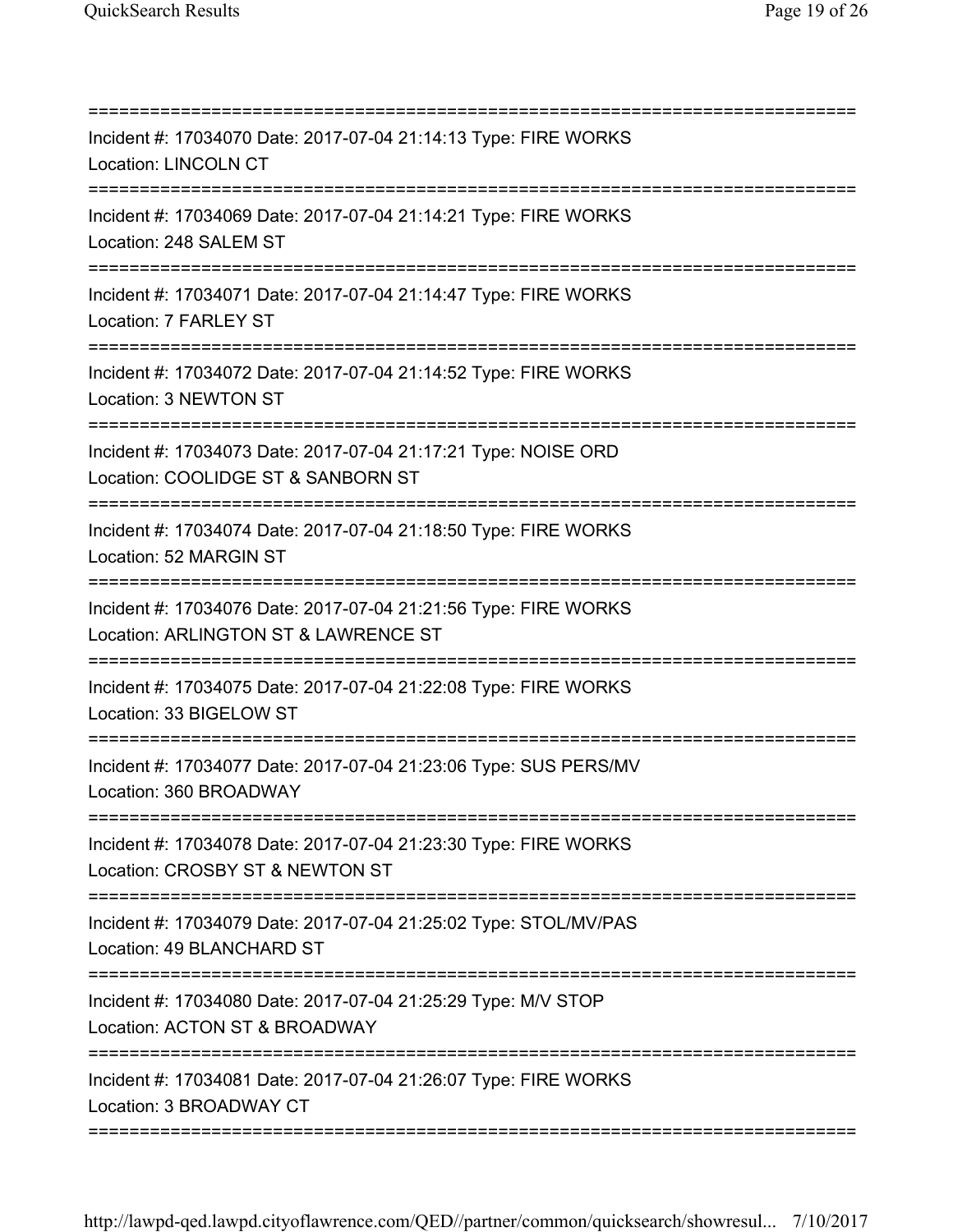===========================================================================

Incident #: 17034070 Date: 2017-07-04 21:14:13 Type: FIRE WORKS
Location: LINCOLN CT

===========================================================================

Incident #: 17034069 Date: 2017-07-04 21:14:21 Type: FIRE WORKS
Location: 248 SALEM ST

===========================================================================

Incident #: 17034071 Date: 2017-07-04 21:14:47 Type: FIRE WORKS
Location: 7 FARLEY ST

===========================================================================

Incident #: 17034072 Date: 2017-07-04 21:14:52 Type: FIRE WORKS
Location: 3 NEWTON ST

===========================================================================

Incident #: 17034073 Date: 2017-07-04 21:17:21 Type: NOISE ORD
Location: COOLIDGE ST & SANBORN ST

===========================================================================

Incident #: 17034074 Date: 2017-07-04 21:18:50 Type: FIRE WORKS
Location: 52 MARGIN ST

===========================================================================

Incident #: 17034076 Date: 2017-07-04 21:21:56 Type: FIRE WORKS
Location: ARLINGTON ST & LAWRENCE ST

===========================================================================

Incident #: 17034075 Date: 2017-07-04 21:22:08 Type: FIRE WORKS
Location: 33 BIGELOW ST

===========================================================================

Incident #: 17034077 Date: 2017-07-04 21:23:06 Type: SUS PERS/MV
Location: 360 BROADWAY

===========================================================================

Incident #: 17034078 Date: 2017-07-04 21:23:30 Type: FIRE WORKS
Location: CROSBY ST & NEWTON ST

===========================================================================

Incident #: 17034079 Date: 2017-07-04 21:25:02 Type: STOL/MV/PAS
Location: 49 BLANCHARD ST

===========================================================================

Incident #: 17034080 Date: 2017-07-04 21:25:29 Type: M/V STOP
Location: ACTON ST & BROADWAY

===========================================================================

Incident #: 17034081 Date: 2017-07-04 21:26:07 Type: FIRE WORKS
Location: 3 BROADWAY CT

===========================================================================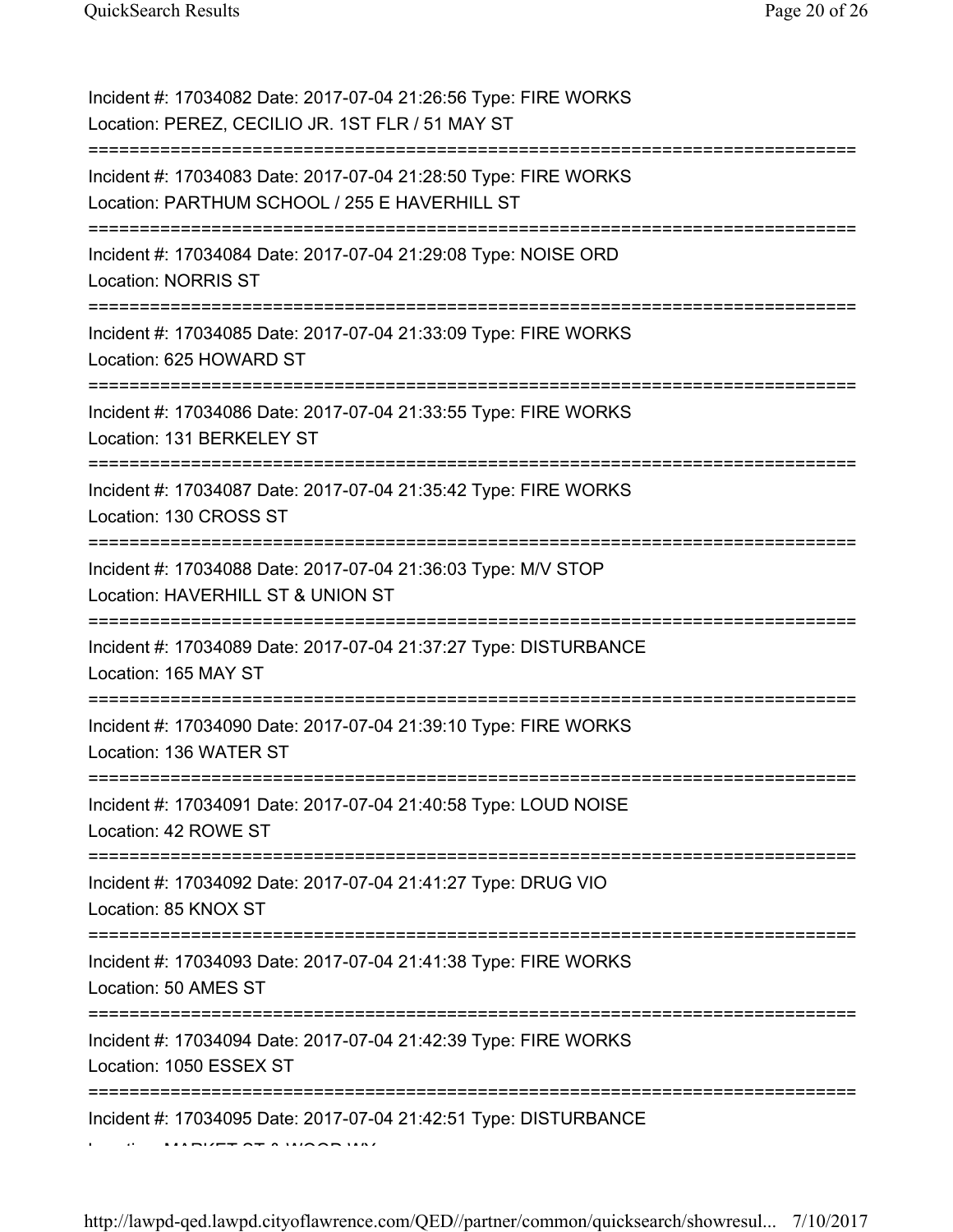Incident #: 17034082 Date: 2017-07-04 21:26:56 Type: FIRE WORKS
Location: PEREZ, CECILIO JR. 1ST FLR / 51 MAY ST

===========================================================================

Incident #: 17034083 Date: 2017-07-04 21:28:50 Type: FIRE WORKS
Location: PARTHUM SCHOOL / 255 E HAVERHILL ST

===========================================================================

Incident #: 17034084 Date: 2017-07-04 21:29:08 Type: NOISE ORD
Location: NORRIS ST

===========================================================================

Incident #: 17034085 Date: 2017-07-04 21:33:09 Type: FIRE WORKS
Location: 625 HOWARD ST

===========================================================================

Incident #: 17034086 Date: 2017-07-04 21:33:55 Type: FIRE WORKS
Location: 131 BERKELEY ST

===========================================================================

Incident #: 17034087 Date: 2017-07-04 21:35:42 Type: FIRE WORKS
Location: 130 CROSS ST

===========================================================================

Incident #: 17034088 Date: 2017-07-04 21:36:03 Type: M/V STOP
Location: HAVERHILL ST & UNION ST

===========================================================================

Incident #: 17034089 Date: 2017-07-04 21:37:27 Type: DISTURBANCE
Location: 165 MAY ST

===========================================================================

Incident #: 17034090 Date: 2017-07-04 21:39:10 Type: FIRE WORKS
Location: 136 WATER ST

===========================================================================

Incident #: 17034091 Date: 2017-07-04 21:40:58 Type: LOUD NOISE
Location: 42 ROWE ST

===========================================================================

Incident #: 17034092 Date: 2017-07-04 21:41:27 Type: DRUG VIO
Location: 85 KNOX ST

===========================================================================

Incident #: 17034093 Date: 2017-07-04 21:41:38 Type: FIRE WORKS
Location: 50 AMES ST

===========================================================================

Incident #: 17034094 Date: 2017-07-04 21:42:39 Type: FIRE WORKS
Location: 1050 ESSEX ST

===========================================================================

Incident #: 17034095 Date: 2017-07-04 21:42:51 Type: DISTURBANCE
Location: MARKET ST & WOOD WY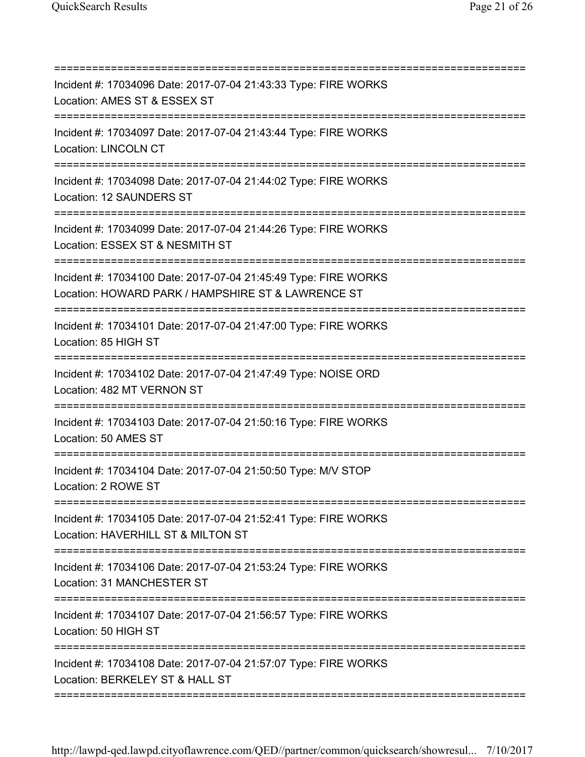===========================================================================
Incident #: 17034096 Date: 2017-07-04 21:43:33 Type: FIRE WORKS
Location: AMES ST & ESSEX ST
===========================================================================
Incident #: 17034097 Date: 2017-07-04 21:43:44 Type: FIRE WORKS
Location: LINCOLN CT
===========================================================================
Incident #: 17034098 Date: 2017-07-04 21:44:02 Type: FIRE WORKS
Location: 12 SAUNDERS ST
===========================================================================
Incident #: 17034099 Date: 2017-07-04 21:44:26 Type: FIRE WORKS
Location: ESSEX ST & NESMITH ST
===========================================================================
Incident #: 17034100 Date: 2017-07-04 21:45:49 Type: FIRE WORKS
Location: HOWARD PARK / HAMPSHIRE ST & LAWRENCE ST
===========================================================================
Incident #: 17034101 Date: 2017-07-04 21:47:00 Type: FIRE WORKS
Location: 85 HIGH ST
===========================================================================
Incident #: 17034102 Date: 2017-07-04 21:47:49 Type: NOISE ORD
Location: 482 MT VERNON ST
===========================================================================
Incident #: 17034103 Date: 2017-07-04 21:50:16 Type: FIRE WORKS
Location: 50 AMES ST
===========================================================================
Incident #: 17034104 Date: 2017-07-04 21:50:50 Type: M/V STOP
Location: 2 ROWE ST
===========================================================================
Incident #: 17034105 Date: 2017-07-04 21:52:41 Type: FIRE WORKS
Location: HAVERHILL ST & MILTON ST
===========================================================================
Incident #: 17034106 Date: 2017-07-04 21:53:24 Type: FIRE WORKS
Location: 31 MANCHESTER ST
===========================================================================
Incident #: 17034107 Date: 2017-07-04 21:56:57 Type: FIRE WORKS
Location: 50 HIGH ST
===========================================================================
Incident #: 17034108 Date: 2017-07-04 21:57:07 Type: FIRE WORKS
Location: BERKELEY ST & HALL ST
===========================================================================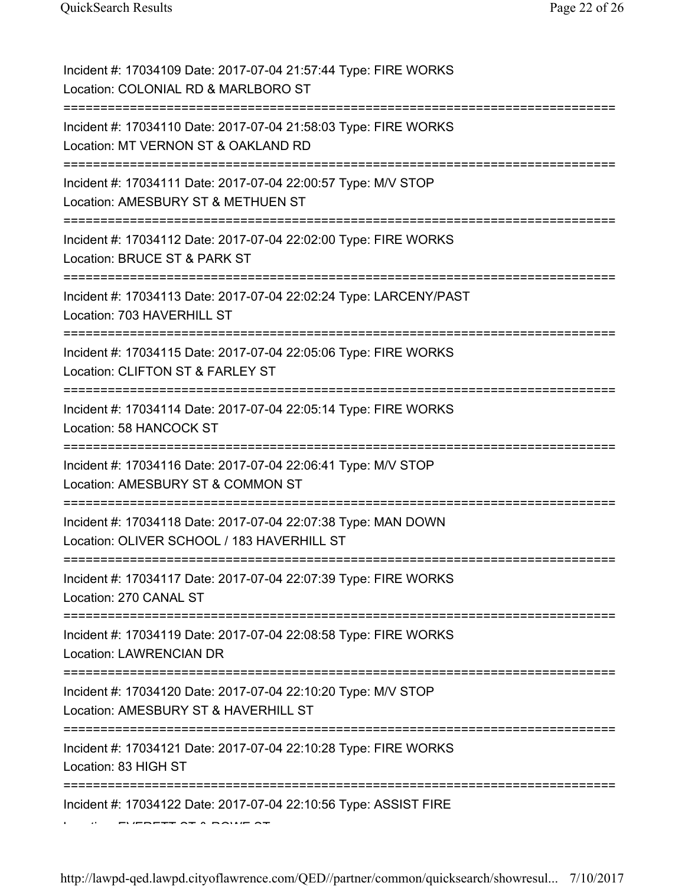Incident #: 17034109 Date: 2017-07-04 21:57:44 Type: FIRE WORKS
Location: COLONIAL RD & MARLBORO ST

===========================================================================

Incident #: 17034110 Date: 2017-07-04 21:58:03 Type: FIRE WORKS
Location: MT VERNON ST & OAKLAND RD

===========================================================================

Incident #: 17034111 Date: 2017-07-04 22:00:57 Type: M/V STOP
Location: AMESBURY ST & METHUEN ST

===========================================================================

Incident #: 17034112 Date: 2017-07-04 22:02:00 Type: FIRE WORKS
Location: BRUCE ST & PARK ST

===========================================================================

Incident #: 17034113 Date: 2017-07-04 22:02:24 Type: LARCENY/PAST
Location: 703 HAVERHILL ST

===========================================================================

Incident #: 17034115 Date: 2017-07-04 22:05:06 Type: FIRE WORKS
Location: CLIFTON ST & FARLEY ST

===========================================================================

Incident #: 17034114 Date: 2017-07-04 22:05:14 Type: FIRE WORKS
Location: 58 HANCOCK ST

===========================================================================

Incident #: 17034116 Date: 2017-07-04 22:06:41 Type: M/V STOP
Location: AMESBURY ST & COMMON ST

===========================================================================

Incident #: 17034118 Date: 2017-07-04 22:07:38 Type: MAN DOWN
Location: OLIVER SCHOOL / 183 HAVERHILL ST

===========================================================================

Incident #: 17034117 Date: 2017-07-04 22:07:39 Type: FIRE WORKS
Location: 270 CANAL ST

===========================================================================

Incident #: 17034119 Date: 2017-07-04 22:08:58 Type: FIRE WORKS
Location: LAWRENCIAN DR

===========================================================================

Incident #: 17034120 Date: 2017-07-04 22:10:20 Type: M/V STOP
Location: AMESBURY ST & HAVERHILL ST

===========================================================================

Incident #: 17034121 Date: 2017-07-04 22:10:28 Type: FIRE WORKS
Location: 83 HIGH ST

===========================================================================

Incident #: 17034122 Date: 2017-07-04 22:10:56 Type: ASSIST FIRE
Location: EVERETT ST & ROWE ST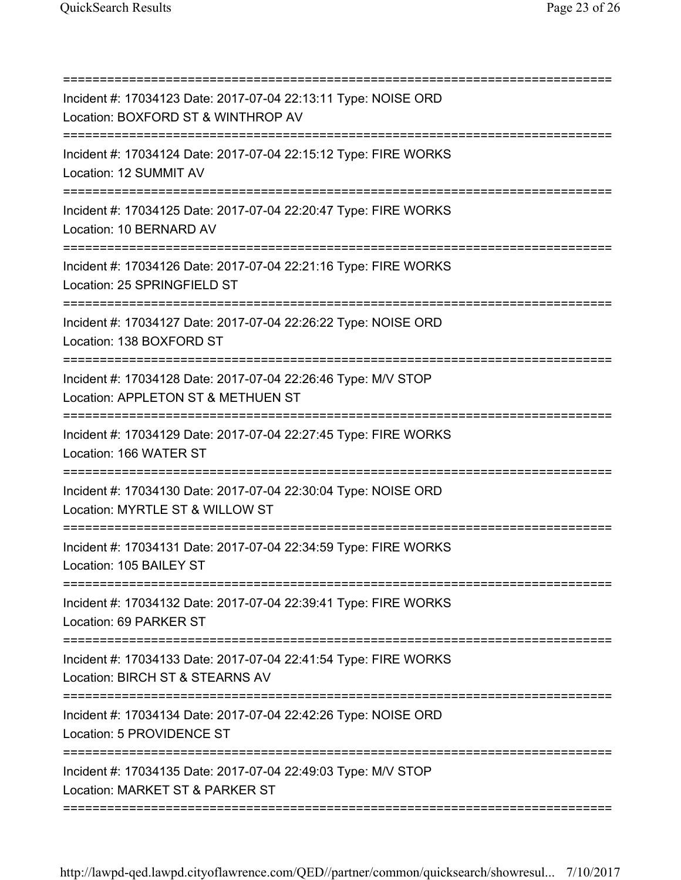Incident #: 17034123 Date: 2017-07-04 22:13:11 Type: NOISE ORD
Location: BOXFORD ST & WINTHROP AV

Incident #: 17034124 Date: 2017-07-04 22:15:12 Type: FIRE WORKS
Location: 12 SUMMIT AV

Incident #: 17034125 Date: 2017-07-04 22:20:47 Type: FIRE WORKS
Location: 10 BERNARD AV

Incident #: 17034126 Date: 2017-07-04 22:21:16 Type: FIRE WORKS
Location: 25 SPRINGFIELD ST

Incident #: 17034127 Date: 2017-07-04 22:26:22 Type: NOISE ORD
Location: 138 BOXFORD ST

Incident #: 17034128 Date: 2017-07-04 22:26:46 Type: M/V STOP
Location: APPLETON ST & METHUEN ST

Incident #: 17034129 Date: 2017-07-04 22:27:45 Type: FIRE WORKS
Location: 166 WATER ST

Incident #: 17034130 Date: 2017-07-04 22:30:04 Type: NOISE ORD
Location: MYRTLE ST & WILLOW ST

Incident #: 17034131 Date: 2017-07-04 22:34:59 Type: FIRE WORKS
Location: 105 BAILEY ST

Incident #: 17034132 Date: 2017-07-04 22:39:41 Type: FIRE WORKS
Location: 69 PARKER ST

Incident #: 17034133 Date: 2017-07-04 22:41:54 Type: FIRE WORKS
Location: BIRCH ST & STEARNS AV

Incident #: 17034134 Date: 2017-07-04 22:42:26 Type: NOISE ORD
Location: 5 PROVIDENCE ST

Incident #: 17034135 Date: 2017-07-04 22:49:03 Type: M/V STOP
Location: MARKET ST & PARKER ST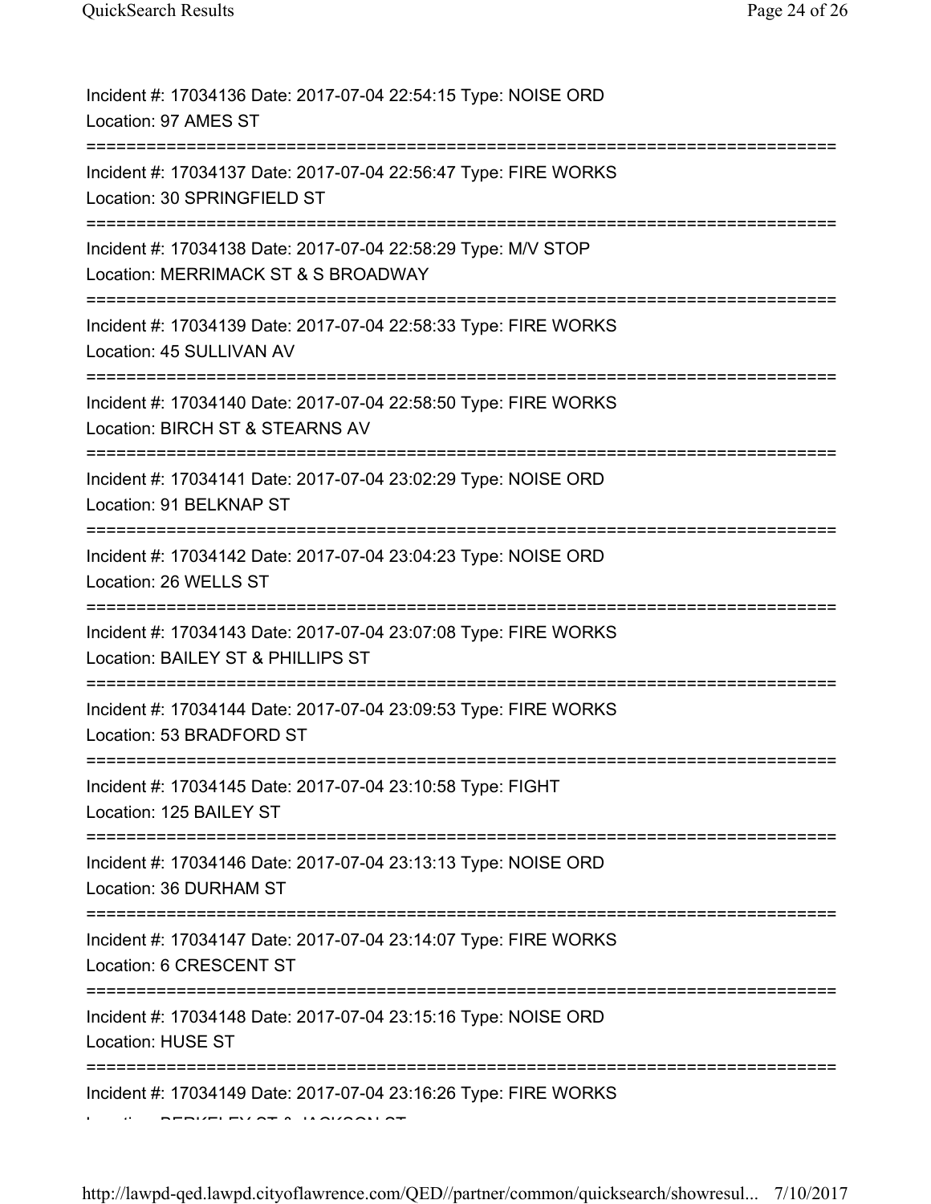Incident #: 17034136 Date: 2017-07-04 22:54:15 Type: NOISE ORD
Location: 97 AMES ST
===========================================================================
Incident #: 17034137 Date: 2017-07-04 22:56:47 Type: FIRE WORKS
Location: 30 SPRINGFIELD ST
===========================================================================
Incident #: 17034138 Date: 2017-07-04 22:58:29 Type: M/V STOP
Location: MERRIMACK ST & S BROADWAY
===========================================================================
Incident #: 17034139 Date: 2017-07-04 22:58:33 Type: FIRE WORKS
Location: 45 SULLIVAN AV
===========================================================================
Incident #: 17034140 Date: 2017-07-04 22:58:50 Type: FIRE WORKS
Location: BIRCH ST & STEARNS AV
===========================================================================
Incident #: 17034141 Date: 2017-07-04 23:02:29 Type: NOISE ORD
Location: 91 BELKNAP ST
===========================================================================
Incident #: 17034142 Date: 2017-07-04 23:04:23 Type: NOISE ORD
Location: 26 WELLS ST
===========================================================================
Incident #: 17034143 Date: 2017-07-04 23:07:08 Type: FIRE WORKS
Location: BAILEY ST & PHILLIPS ST
===========================================================================
Incident #: 17034144 Date: 2017-07-04 23:09:53 Type: FIRE WORKS
Location: 53 BRADFORD ST
===========================================================================
Incident #: 17034145 Date: 2017-07-04 23:10:58 Type: FIGHT
Location: 125 BAILEY ST
===========================================================================
Incident #: 17034146 Date: 2017-07-04 23:13:13 Type: NOISE ORD
Location: 36 DURHAM ST
===========================================================================
Incident #: 17034147 Date: 2017-07-04 23:14:07 Type: FIRE WORKS
Location: 6 CRESCENT ST
===========================================================================
Incident #: 17034148 Date: 2017-07-04 23:15:16 Type: NOISE ORD
Location: HUSE ST
===========================================================================
Incident #: 17034149 Date: 2017-07-04 23:16:26 Type: FIRE WORKS
Location: BERKELEY ST & JACKSON ST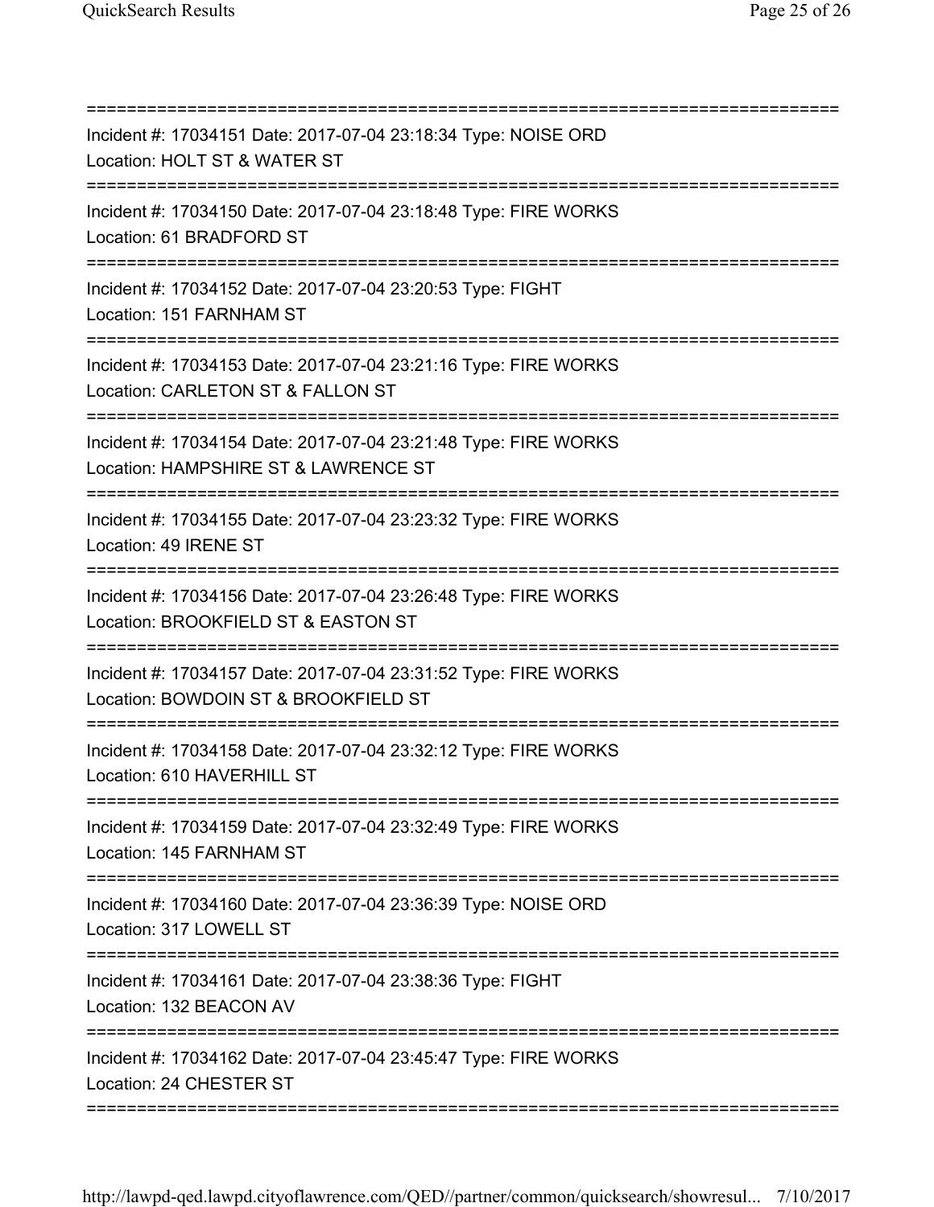===========================================================================

Incident #: 17034151 Date: 2017-07-04 23:18:34 Type: NOISE ORD
Location: HOLT ST & WATER ST

===========================================================================

Incident #: 17034150 Date: 2017-07-04 23:18:48 Type: FIRE WORKS
Location: 61 BRADFORD ST

===========================================================================

Incident #: 17034152 Date: 2017-07-04 23:20:53 Type: FIGHT
Location: 151 FARNHAM ST

===========================================================================

Incident #: 17034153 Date: 2017-07-04 23:21:16 Type: FIRE WORKS
Location: CARLETON ST & FALLON ST

===========================================================================

Incident #: 17034154 Date: 2017-07-04 23:21:48 Type: FIRE WORKS
Location: HAMPSHIRE ST & LAWRENCE ST

===========================================================================

Incident #: 17034155 Date: 2017-07-04 23:23:32 Type: FIRE WORKS
Location: 49 IRENE ST

===========================================================================

Incident #: 17034156 Date: 2017-07-04 23:26:48 Type: FIRE WORKS
Location: BROOKFIELD ST & EASTON ST

===========================================================================

Incident #: 17034157 Date: 2017-07-04 23:31:52 Type: FIRE WORKS
Location: BOWDOIN ST & BROOKFIELD ST

===========================================================================

Incident #: 17034158 Date: 2017-07-04 23:32:12 Type: FIRE WORKS
Location: 610 HAVERHILL ST

===========================================================================

Incident #: 17034159 Date: 2017-07-04 23:32:49 Type: FIRE WORKS
Location: 145 FARNHAM ST

===========================================================================

Incident #: 17034160 Date: 2017-07-04 23:36:39 Type: NOISE ORD
Location: 317 LOWELL ST

===========================================================================

Incident #: 17034161 Date: 2017-07-04 23:38:36 Type: FIGHT
Location: 132 BEACON AV

===========================================================================

Incident #: 17034162 Date: 2017-07-04 23:45:47 Type: FIRE WORKS
Location: 24 CHESTER ST

===========================================================================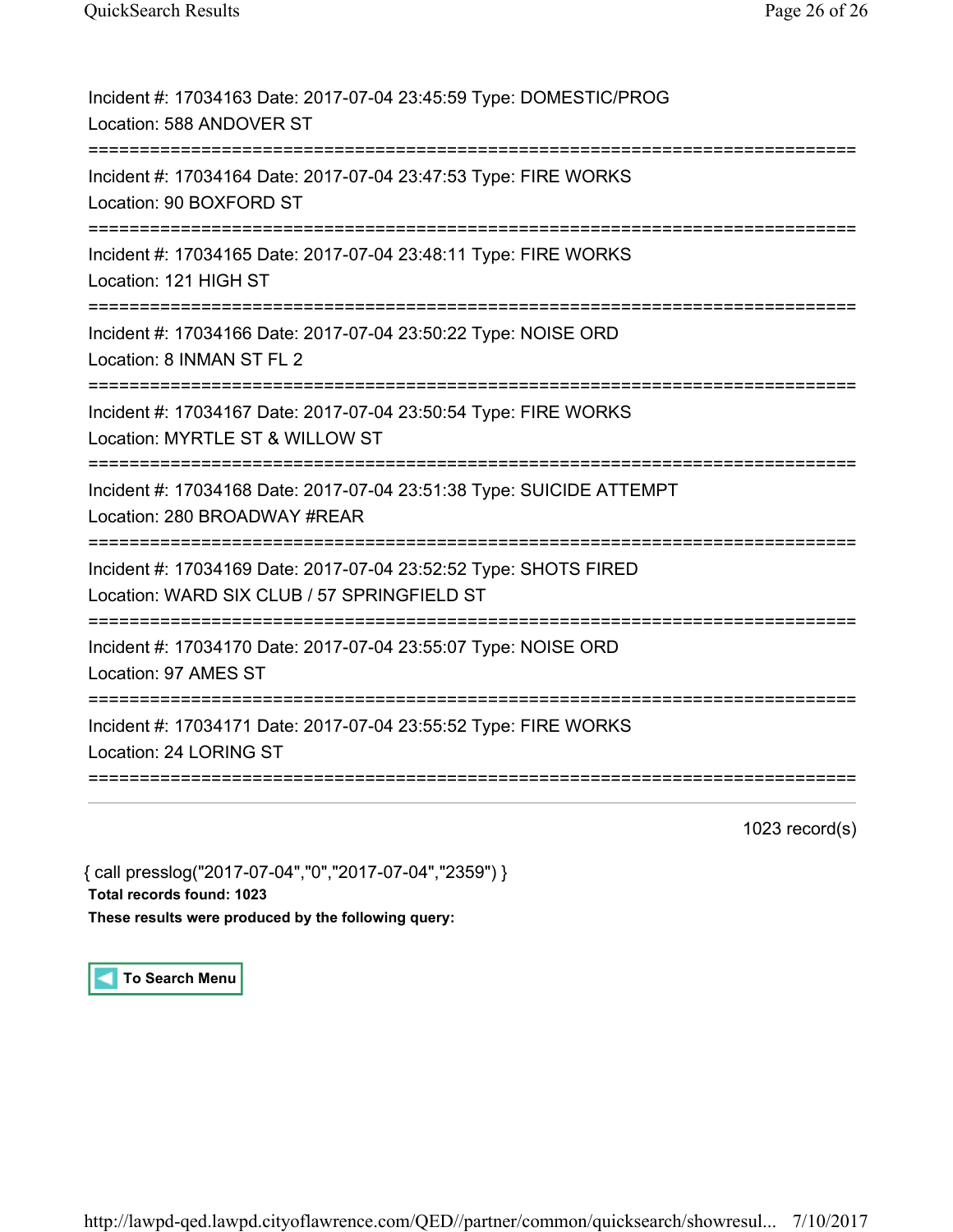Incident #: 17034163 Date: 2017-07-04 23:45:59 Type: DOMESTIC/PROG
Location: 588 ANDOVER ST

===========================================================================

Incident #: 17034164 Date: 2017-07-04 23:47:53 Type: FIRE WORKS
Location: 90 BOXFORD ST

===========================================================================

Incident #: 17034165 Date: 2017-07-04 23:48:11 Type: FIRE WORKS
Location: 121 HIGH ST

===========================================================================

Incident #: 17034166 Date: 2017-07-04 23:50:22 Type: NOISE ORD
Location: 8 INMAN ST FL 2

===========================================================================

Incident #: 17034167 Date: 2017-07-04 23:50:54 Type: FIRE WORKS
Location: MYRTLE ST & WILLOW ST

===========================================================================

Incident #: 17034168 Date: 2017-07-04 23:51:38 Type: SUICIDE ATTEMPT
Location: 280 BROADWAY #REAR

===========================================================================

Incident #: 17034169 Date: 2017-07-04 23:52:52 Type: SHOTS FIRED
Location: WARD SIX CLUB / 57 SPRINGFIELD ST

===========================================================================

Incident #: 17034170 Date: 2017-07-04 23:55:07 Type: NOISE ORD
Location: 97 AMES ST

===========================================================================

Incident #: 17034171 Date: 2017-07-04 23:55:52 Type: FIRE WORKS
Location: 24 LORING ST

===========================================================================

1023 record(s)

{ call presslog("2017-07-04","0","2017-07-04","2359") }

**Total records found: 1023**

**These results were produced by the following query:**

To Search Menu